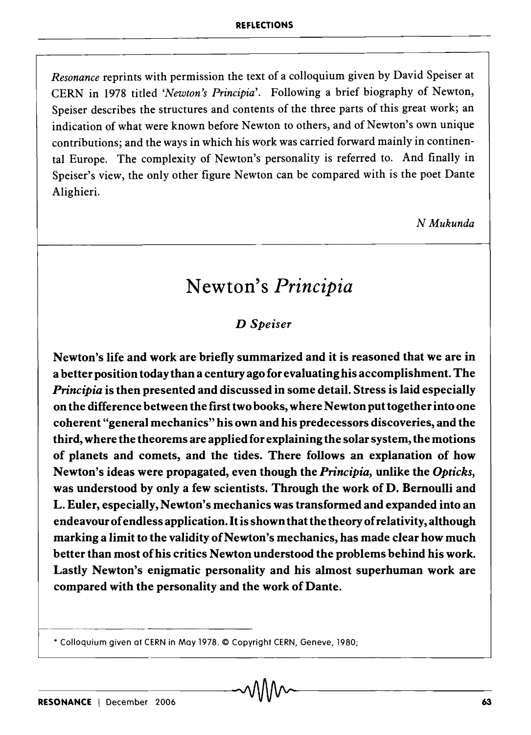*Resonance* reprints with permission the text of a colloquium given by David Speiser at CERN in 1978 titled '*Newton's Principia*'. Following a brief biography of Newton, Speiser describes the structures and contents of the three parts of this great work; an indication of what were known before Newton to others, and of Newton's own unique contributions; and the ways in which his work was carried forward mainly in continental Europe. The complexity of Newton's personality is referred to. And finally in Speiser's view, the only other figure Newton can be compared with is the poet Dante Alighieri.

*N Mukunda*

# Newton's *Principia*

***D Speiser***

**Newton's life and work are briefly summarized and it is reasoned that we are in a better position today than a century ago for evaluating his accomplishment. The *Principia* is then presented and discussed in some detail. Stress is laid especially on the difference between the first two books, where Newton put together into one coherent "general mechanics" his own and his predecessors discoveries, and the third, where the theorems are applied for explaining the solar system, the motions of planets and comets, and the tides. There follows an explanation of how Newton's ideas were propagated, even though the *Principia*, unlike the *Opticks*, was understood by only a few scientists. Through the work of D. Bernoulli and L. Euler, especially, Newton's mechanics was transformed and expanded into an endeavour of endless application. It is shown that the theory of relativity, although marking a limit to the validity of Newton's mechanics, has made clear how much better than most of his critics Newton understood the problems behind his work. Lastly Newton's enigmatic personality and his almost superhuman work are compared with the personality and the work of Dante.**

\* Colloquium given at CERN in May 1978. © Copyright CERN, Geneve, 1980;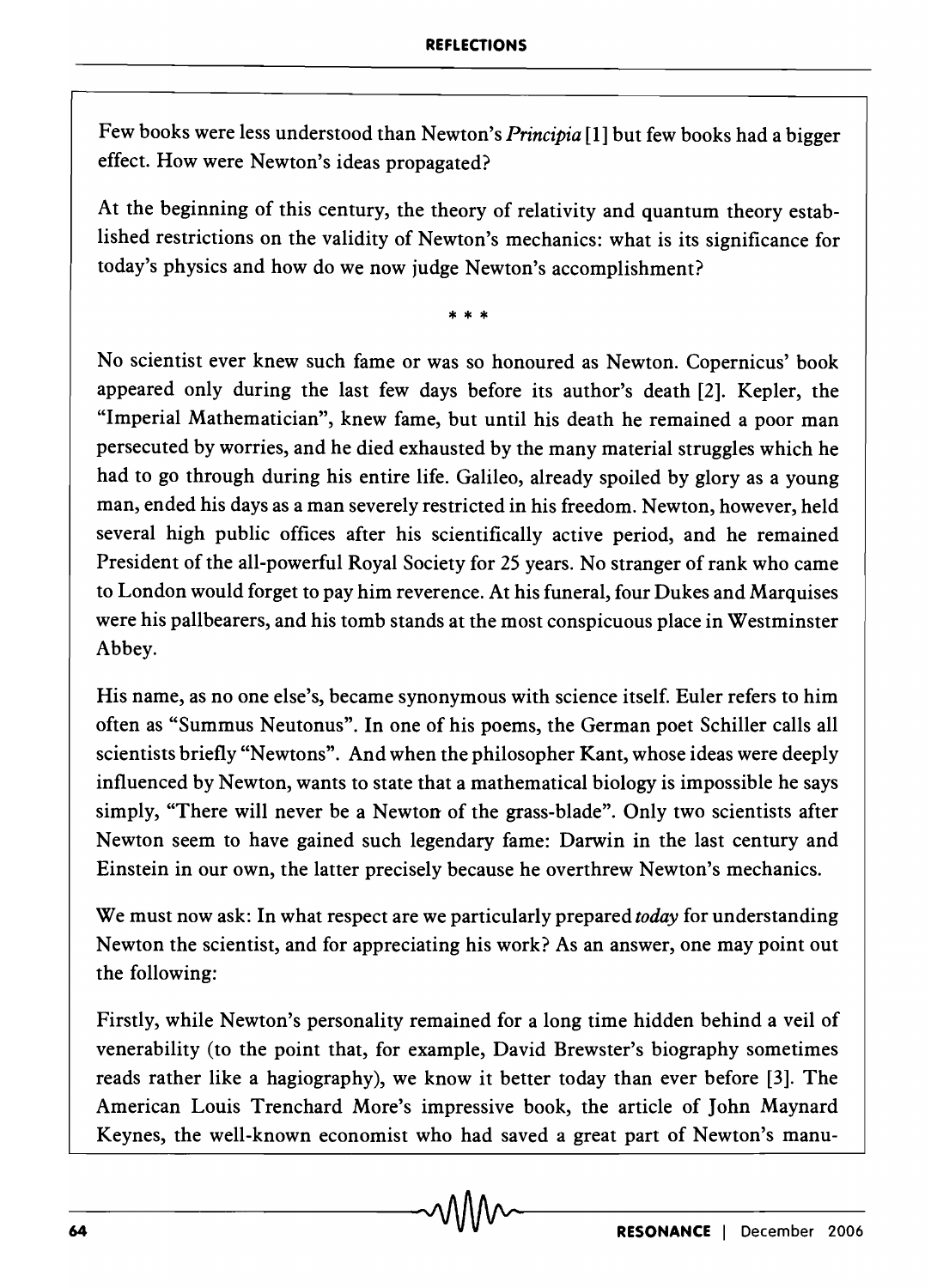Few books were less understood than Newton's *Principia* [1] but few books had a bigger effect. How were Newton's ideas propagated?

At the beginning of this century, the theory of relativity and quantum theory established restrictions on the validity of Newton's mechanics: what is its significance for today's physics and how do we now judge Newton's accomplishment?

\* \* \*

No scientist ever knew such fame or was so honoured as Newton. Copernicus' book appeared only during the last few days before its author's death [2]. Kepler, the "Imperial Mathematician", knew fame, but until his death he remained a poor man persecuted by worries, and he died exhausted by the many material struggles which he had to go through during his entire life. Galileo, already spoiled by glory as a young man, ended his days as a man severely restricted in his freedom. Newton, however, held several high public offices after his scientifically active period, and he remained President of the all-powerful Royal Society for 25 years. No stranger of rank who came to London would forget to pay him reverence. At his funeral, four Dukes and Marquises were his pallbearers, and his tomb stands at the most conspicuous place in Westminster Abbey.

His name, as no one else's, became synonymous with science itself. Euler refers to him often as "Summus Neutonus". In one of his poems, the German poet Schiller calls all scientists briefly "Newtons". And when the philosopher Kant, whose ideas were deeply influenced by Newton, wants to state that a mathematical biology is impossible he says simply, "There will never be a Newton of the grass-blade". Only two scientists after Newton seem to have gained such legendary fame: Darwin in the last century and Einstein in our own, the latter precisely because he overthrew Newton's mechanics.

We must now ask: In what respect are we particularly prepared *today* for understanding Newton the scientist, and for appreciating his work? As an answer, one may point out the following:

Firstly, while Newton's personality remained for a long time hidden behind a veil of venerability (to the point that, for example, David Brewster's biography sometimes reads rather like a hagiography), we know it better today than ever before [3]. The American Louis Trenchard More's impressive book, the article of John Maynard Keynes, the well-known economist who had saved a great part of Newton's manu-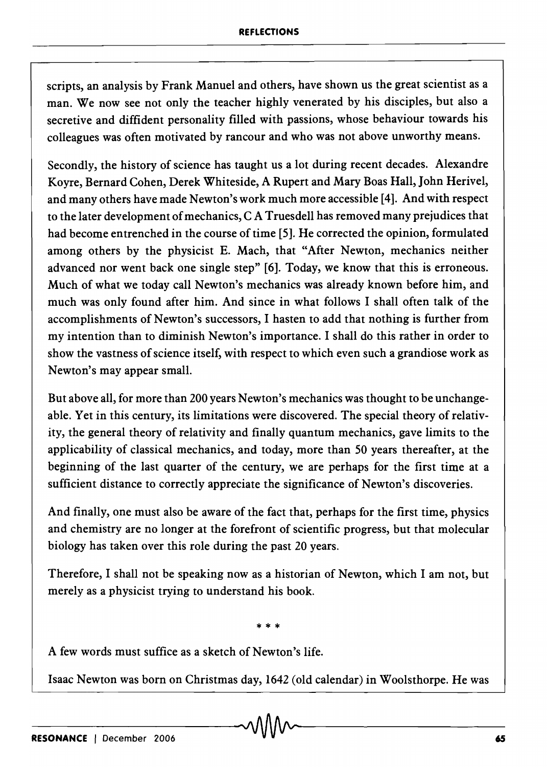scripts, an analysis by Frank Manuel and others, have shown us the great scientist as a man. We now see not only the teacher highly venerated by his disciples, but also a secretive and diffident personality filled with passions, whose behaviour towards his colleagues was often motivated by rancour and who was not above unworthy means.

Secondly, the history of science has taught us a lot during recent decades. Alexandre Koyre, Bernard Cohen, Derek Whiteside, A Rupert and Mary Boas Hall, John Herivel, and many others have made Newton's work much more accessible [4]. And with respect to the later development of mechanics, C A Truesdell has removed many prejudices that had become entrenched in the course of time [5]. He corrected the opinion, formulated among others by the physicist E. Mach, that "After Newton, mechanics neither advanced nor went back one single step" [6]. Today, we know that this is erroneous. Much of what we today call Newton's mechanics was already known before him, and much was only found after him. And since in what follows I shall often talk of the accomplishments of Newton's successors, I hasten to add that nothing is further from my intention than to diminish Newton's importance. I shall do this rather in order to show the vastness of science itself, with respect to which even such a grandiose work as Newton's may appear small.

But above all, for more than 200 years Newton's mechanics was thought to be unchangeable. Yet in this century, its limitations were discovered. The special theory of relativity, the general theory of relativity and finally quantum mechanics, gave limits to the applicability of classical mechanics, and today, more than 50 years thereafter, at the beginning of the last quarter of the century, we are perhaps for the first time at a sufficient distance to correctly appreciate the significance of Newton's discoveries.

And finally, one must also be aware of the fact that, perhaps for the first time, physics and chemistry are no longer at the forefront of scientific progress, but that molecular biology has taken over this role during the past 20 years.

Therefore, I shall not be speaking now as a historian of Newton, which I am not, but merely as a physicist trying to understand his book.

\* \* \*

A few words must suffice as a sketch of Newton's life.

Isaac Newton was born on Christmas day, 1642 (old calendar) in Woolsthorpe. He was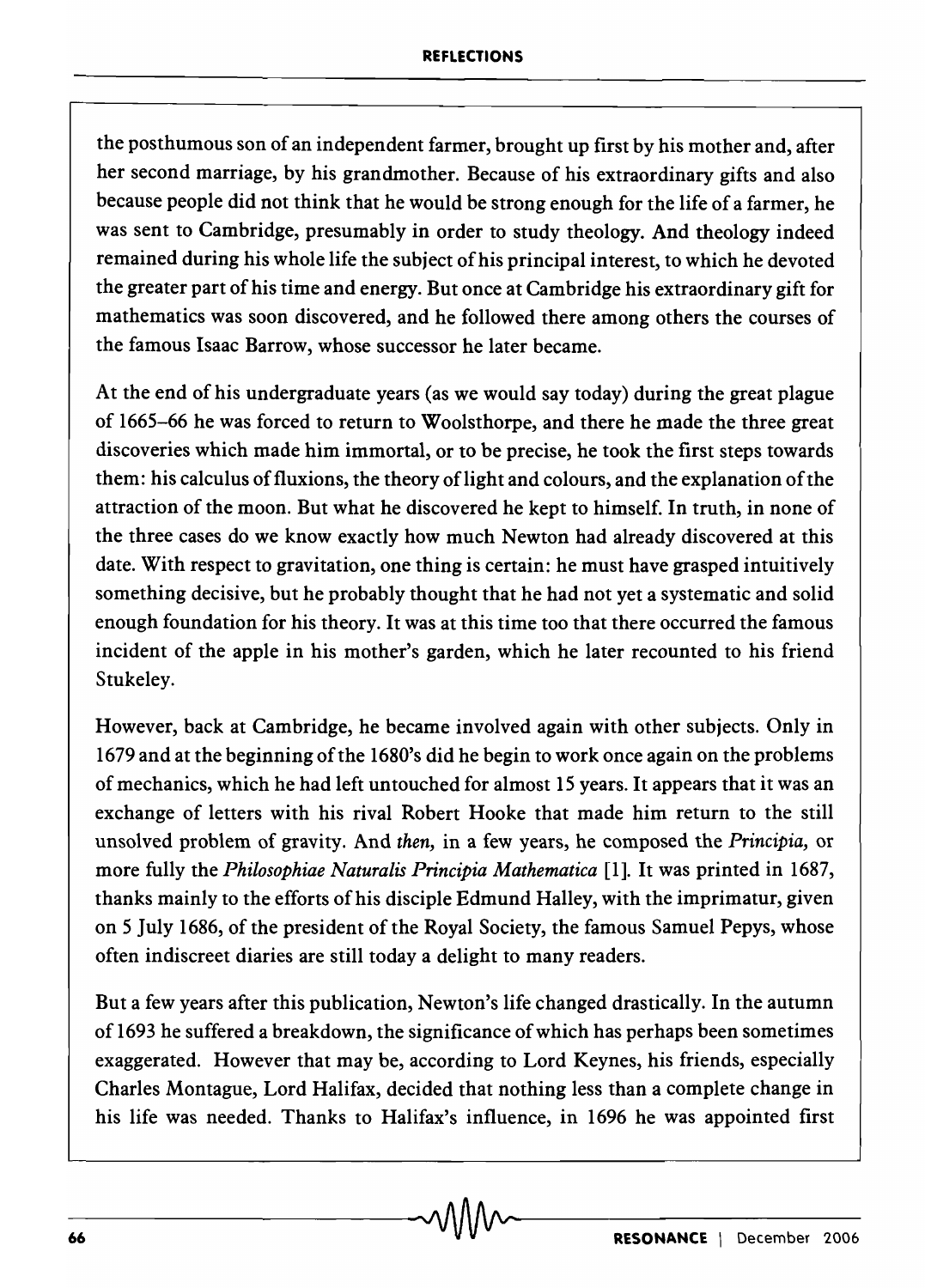the posthumous son of an independent farmer, brought up first by his mother and, after her second marriage, by his grandmother. Because of his extraordinary gifts and also because people did not think that he would be strong enough for the life of a farmer, he was sent to Cambridge, presumably in order to study theology. And theology indeed remained during his whole life the subject of his principal interest, to which he devoted the greater part of his time and energy. But once at Cambridge his extraordinary gift for mathematics was soon discovered, and he followed there among others the courses of the famous Isaac Barrow, whose successor he later became.

At the end of his undergraduate years (as we would say today) during the great plague of 1665–66 he was forced to return to Woolsthorpe, and there he made the three great discoveries which made him immortal, or to be precise, he took the first steps towards them: his calculus of fluxions, the theory of light and colours, and the explanation of the attraction of the moon. But what he discovered he kept to himself. In truth, in none of the three cases do we know exactly how much Newton had already discovered at this date. With respect to gravitation, one thing is certain: he must have grasped intuitively something decisive, but he probably thought that he had not yet a systematic and solid enough foundation for his theory. It was at this time too that there occurred the famous incident of the apple in his mother's garden, which he later recounted to his friend Stukeley.

However, back at Cambridge, he became involved again with other subjects. Only in 1679 and at the beginning of the 1680's did he begin to work once again on the problems of mechanics, which he had left untouched for almost 15 years. It appears that it was an exchange of letters with his rival Robert Hooke that made him return to the still unsolved problem of gravity. And *then*, in a few years, he composed the *Principia*, or more fully the *Philosophiae Naturalis Principia Mathematica* [1]. It was printed in 1687, thanks mainly to the efforts of his disciple Edmund Halley, with the imprimatur, given on 5 July 1686, of the president of the Royal Society, the famous Samuel Pepys, whose often indiscreet diaries are still today a delight to many readers.

But a few years after this publication, Newton's life changed drastically. In the autumn of 1693 he suffered a breakdown, the significance of which has perhaps been sometimes exaggerated. However that may be, according to Lord Keynes, his friends, especially Charles Montague, Lord Halifax, decided that nothing less than a complete change in his life was needed. Thanks to Halifax's influence, in 1696 he was appointed first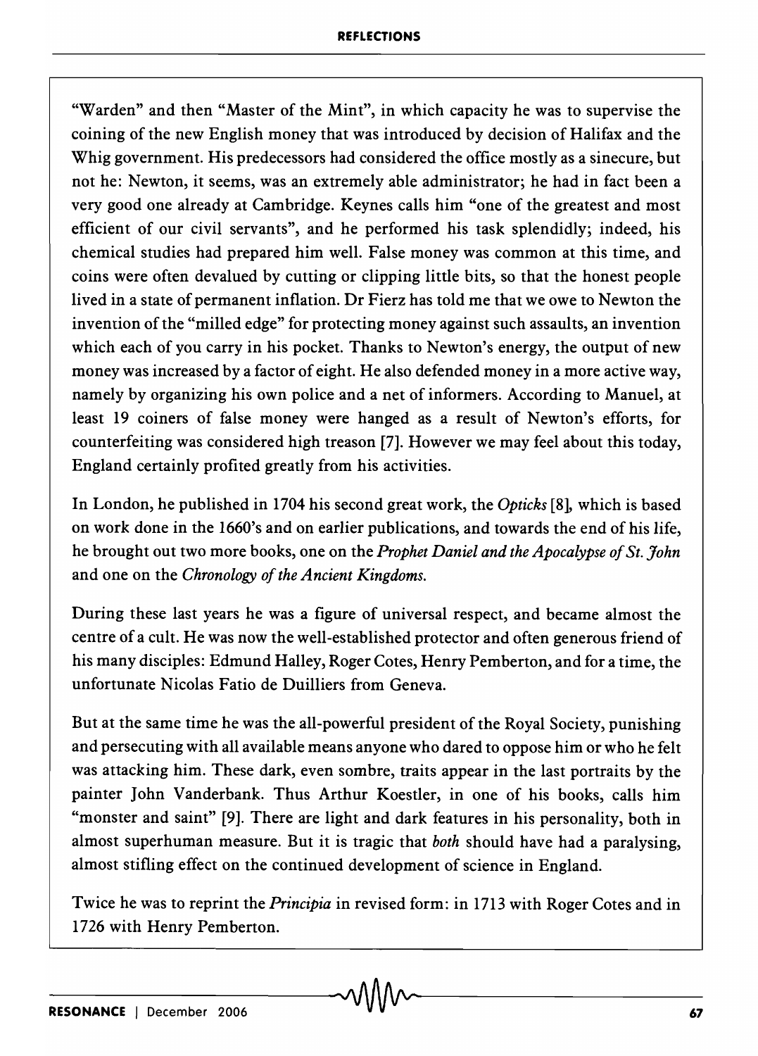"Warden" and then "Master of the Mint", in which capacity he was to supervise the coining of the new English money that was introduced by decision of Halifax and the Whig government. His predecessors had considered the office mostly as a sinecure, but not he: Newton, it seems, was an extremely able administrator; he had in fact been a very good one already at Cambridge. Keynes calls him "one of the greatest and most efficient of our civil servants", and he performed his task splendidly; indeed, his chemical studies had prepared him well. False money was common at this time, and coins were often devalued by cutting or clipping little bits, so that the honest people lived in a state of permanent inflation. Dr Fierz has told me that we owe to Newton the invention of the "milled edge" for protecting money against such assaults, an invention which each of you carry in his pocket. Thanks to Newton's energy, the output of new money was increased by a factor of eight. He also defended money in a more active way, namely by organizing his own police and a net of informers. According to Manuel, at least 19 coiners of false money were hanged as a result of Newton's efforts, for counterfeiting was considered high treason [7]. However we may feel about this today, England certainly profited greatly from his activities.

In London, he published in 1704 his second great work, the *Opticks* [8], which is based on work done in the 1660's and on earlier publications, and towards the end of his life, he brought out two more books, one on the *Prophet Daniel and the Apocalypse of St. John* and one on the *Chronology of the Ancient Kingdoms.*

During these last years he was a figure of universal respect, and became almost the centre of a cult. He was now the well-established protector and often generous friend of his many disciples: Edmund Halley, Roger Cotes, Henry Pemberton, and for a time, the unfortunate Nicolas Fatio de Duilliers from Geneva.

But at the same time he was the all-powerful president of the Royal Society, punishing and persecuting with all available means anyone who dared to oppose him or who he felt was attacking him. These dark, even sombre, traits appear in the last portraits by the painter John Vanderbank. Thus Arthur Koestler, in one of his books, calls him "monster and saint" [9]. There are light and dark features in his personality, both in almost superhuman measure. But it is tragic that *both* should have had a paralysing, almost stifling effect on the continued development of science in England.

Twice he was to reprint the *Principia* in revised form: in 1713 with Roger Cotes and in 1726 with Henry Pemberton.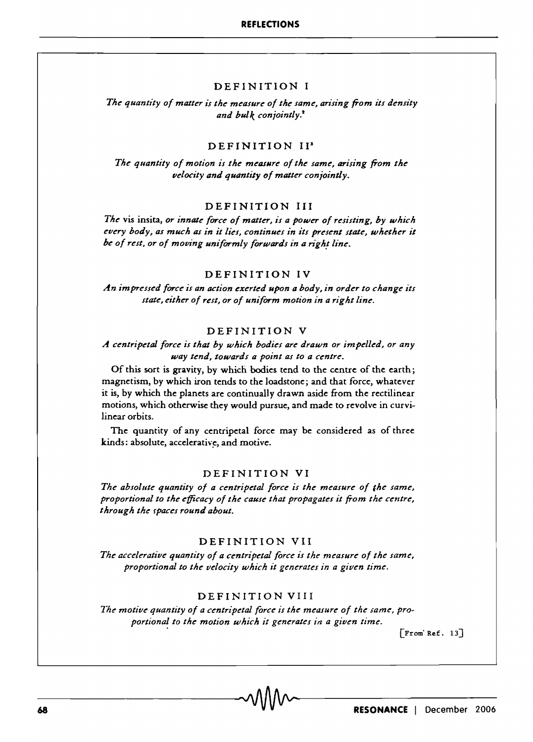### DEFINITION I

*The quantity of matter is the measure of the same, arising from its density and bulk conjointly.*[2]

### DEFINITION II[3]

*The quantity of motion is the measure of the same, arising from the velocity and quantity of matter conjointly.*

### DEFINITION III

*The* vis insita, *or innate force of matter, is a power of resisting, by which every body, as much as in it lies, continues in its present state, whether it be of rest, or of moving uniformly forwards in a right line.*

### DEFINITION IV

*An impressed force is an action exerted upon a body, in order to change its state, either of rest, or of uniform motion in a right line.*

### DEFINITION V

*A centripetal force is that by which bodies are drawn or impelled, or any way tend, towards a point as to a centre.*

Of this sort is gravity, by which bodies tend to the centre of the earth; magnetism, by which iron tends to the loadstone; and that force, whatever it is, by which the planets are continually drawn aside from the rectilinear motions, which otherwise they would pursue, and made to revolve in curvilinear orbits.

The quantity of any centripetal force may be considered as of three kinds: absolute, accelerative, and motive.

### DEFINITION VI

*The absolute quantity of a centripetal force is the measure of the same, proportional to the efficacy of the cause that propagates it from the centre, through the spaces round about.*

### DEFINITION VII

*The accelerative quantity of a centripetal force is the measure of the same, proportional to the velocity which it generates in a given time.*

### DEFINITION VIII

*The motive quantity of a centripetal force is the measure of the same, proportional to the motion which it generates in a given time.*

[From Ref. 13]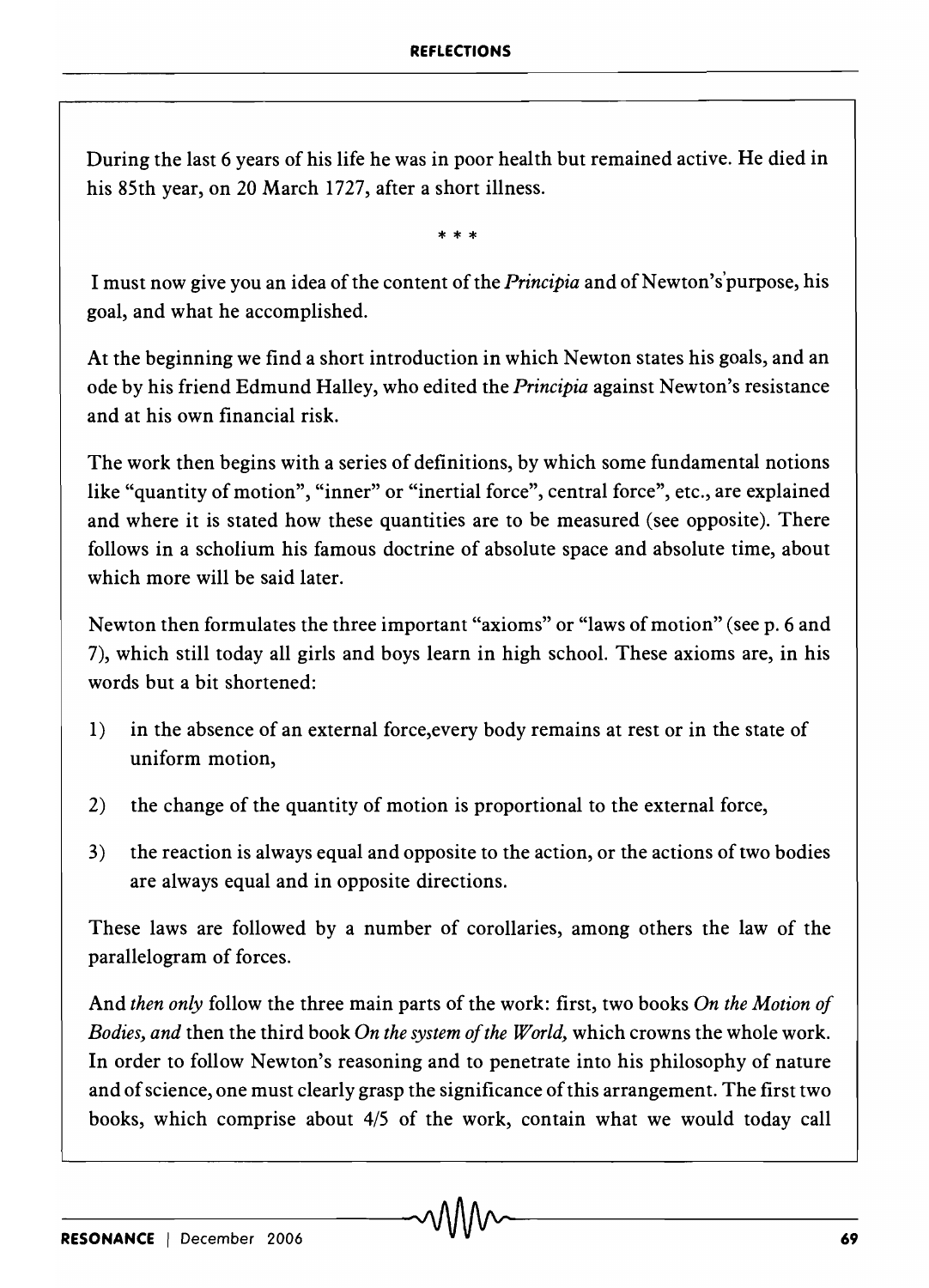During the last 6 years of his life he was in poor health but remained active. He died in his 85th year, on 20 March 1727, after a short illness.

\* \* \*

I must now give you an idea of the content of the *Principia* and of Newton's purpose, his goal, and what he accomplished.

At the beginning we find a short introduction in which Newton states his goals, and an ode by his friend Edmund Halley, who edited the *Principia* against Newton's resistance and at his own financial risk.

The work then begins with a series of definitions, by which some fundamental notions like "quantity of motion", "inner" or "inertial force", central force", etc., are explained and where it is stated how these quantities are to be measured (see opposite). There follows in a scholium his famous doctrine of absolute space and absolute time, about which more will be said later.

Newton then formulates the three important "axioms" or "laws of motion" (see p. 6 and 7), which still today all girls and boys learn in high school. These axioms are, in his words but a bit shortened:

1) in the absence of an external force,every body remains at rest or in the state of uniform motion,

2) the change of the quantity of motion is proportional to the external force,

3) the reaction is always equal and opposite to the action, or the actions of two bodies are always equal and in opposite directions.

These laws are followed by a number of corollaries, among others the law of the parallelogram of forces.

And *then only* follow the three main parts of the work: first, two books *On the Motion of Bodies, and* then the third book *On the system of the World,* which crowns the whole work. In order to follow Newton's reasoning and to penetrate into his philosophy of nature and of science, one must clearly grasp the significance of this arrangement. The first two books, which comprise about 4/5 of the work, contain what we would today call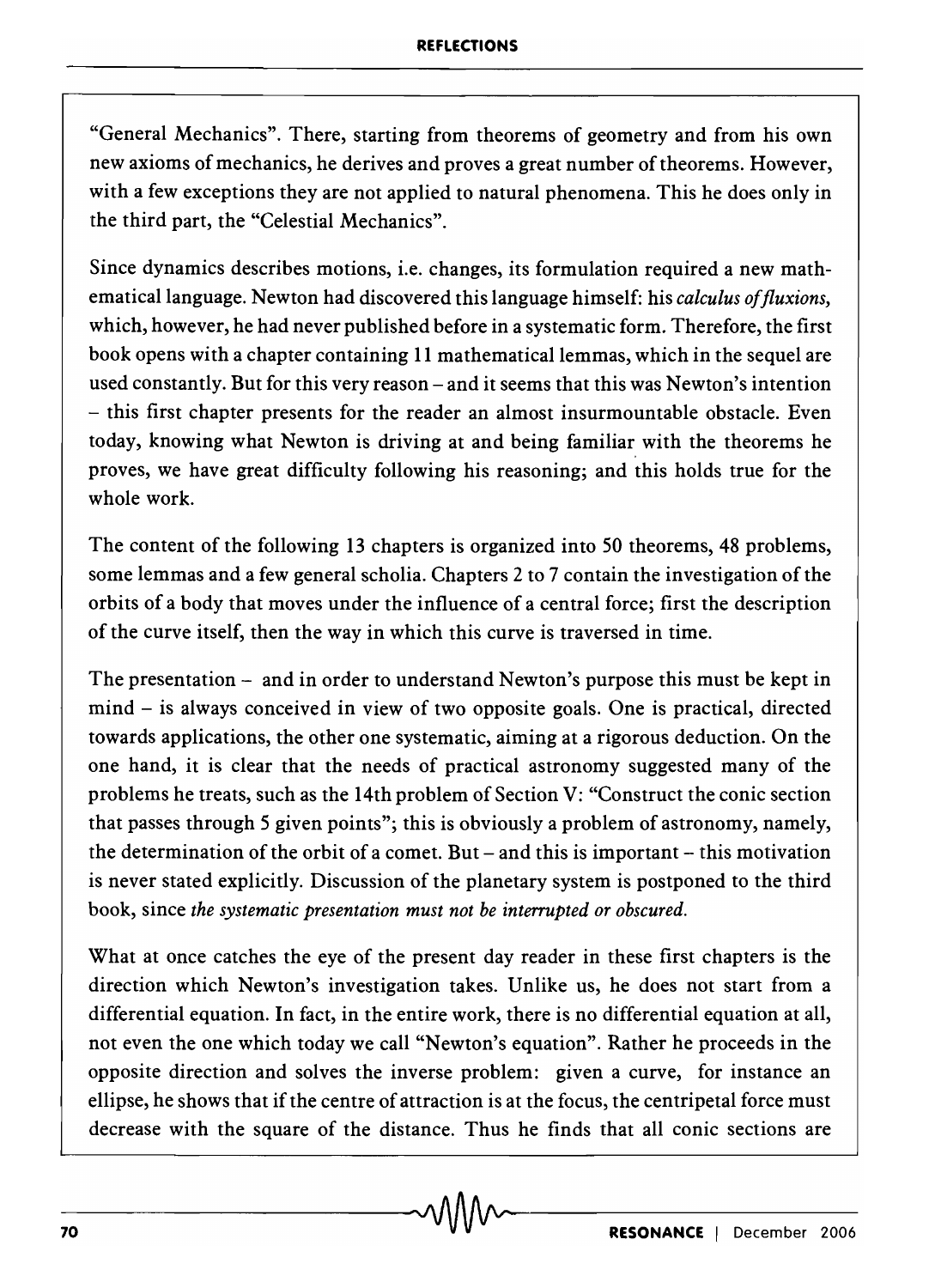"General Mechanics". There, starting from theorems of geometry and from his own new axioms of mechanics, he derives and proves a great number of theorems. However, with a few exceptions they are not applied to natural phenomena. This he does only in the third part, the "Celestial Mechanics".

Since dynamics describes motions, i.e. changes, its formulation required a new mathematical language. Newton had discovered this language himself: his *calculus of fluxions*, which, however, he had never published before in a systematic form. Therefore, the first book opens with a chapter containing 11 mathematical lemmas, which in the sequel are used constantly. But for this very reason – and it seems that this was Newton's intention – this first chapter presents for the reader an almost insurmountable obstacle. Even today, knowing what Newton is driving at and being familiar with the theorems he proves, we have great difficulty following his reasoning; and this holds true for the whole work.

The content of the following 13 chapters is organized into 50 theorems, 48 problems, some lemmas and a few general scholia. Chapters 2 to 7 contain the investigation of the orbits of a body that moves under the influence of a central force; first the description of the curve itself, then the way in which this curve is traversed in time.

The presentation – and in order to understand Newton's purpose this must be kept in mind – is always conceived in view of two opposite goals. One is practical, directed towards applications, the other one systematic, aiming at a rigorous deduction. On the one hand, it is clear that the needs of practical astronomy suggested many of the problems he treats, such as the 14th problem of Section V: "Construct the conic section that passes through 5 given points"; this is obviously a problem of astronomy, namely, the determination of the orbit of a comet. But – and this is important – this motivation is never stated explicitly. Discussion of the planetary system is postponed to the third book, since *the systematic presentation must not be interrupted or obscured.*

What at once catches the eye of the present day reader in these first chapters is the direction which Newton's investigation takes. Unlike us, he does not start from a differential equation. In fact, in the entire work, there is no differential equation at all, not even the one which today we call "Newton's equation". Rather he proceeds in the opposite direction and solves the inverse problem: given a curve, for instance an ellipse, he shows that if the centre of attraction is at the focus, the centripetal force must decrease with the square of the distance. Thus he finds that all conic sections are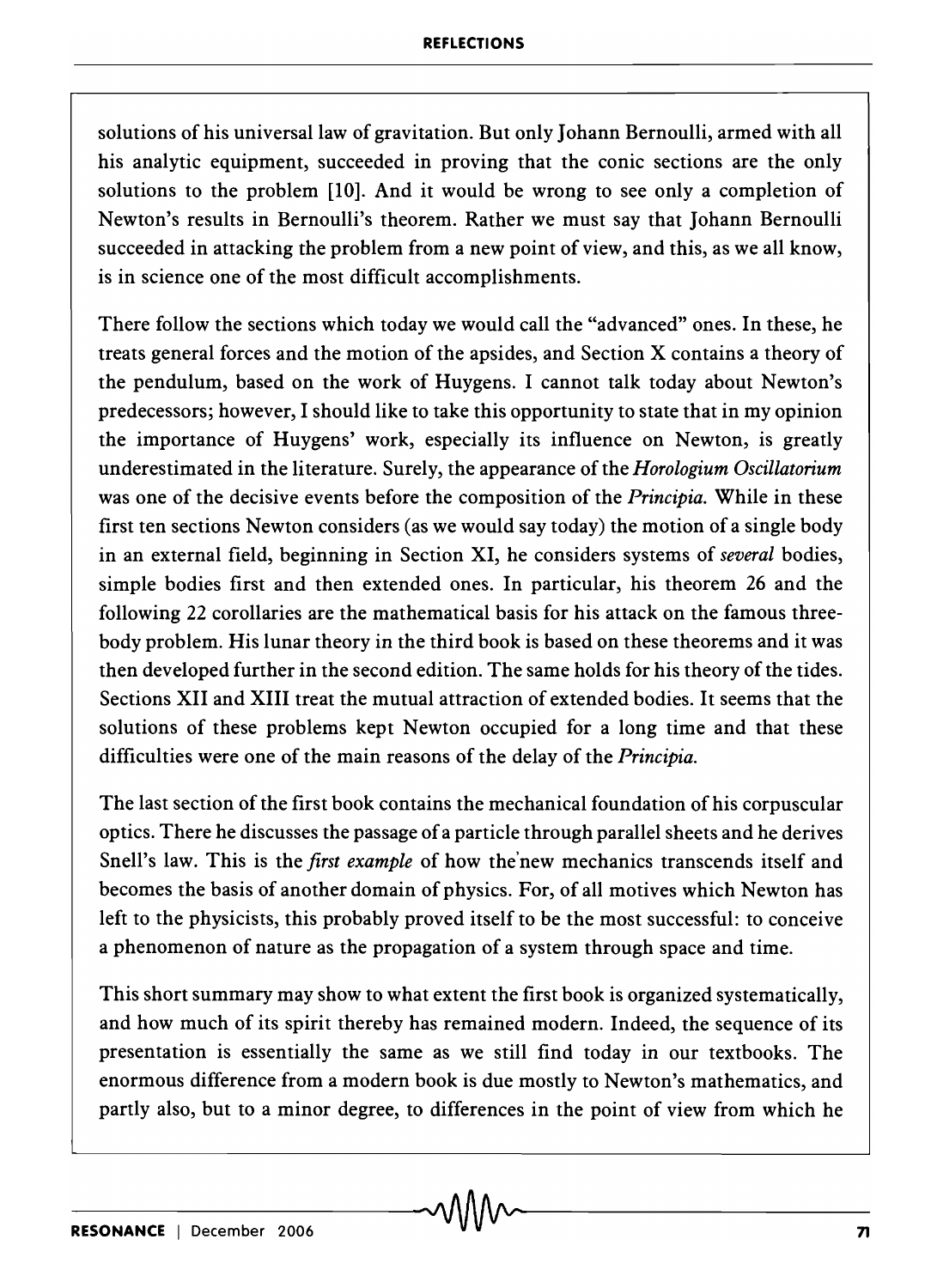solutions of his universal law of gravitation. But only Johann Bernoulli, armed with all his analytic equipment, succeeded in proving that the conic sections are the only solutions to the problem [10]. And it would be wrong to see only a completion of Newton's results in Bernoulli's theorem. Rather we must say that Johann Bernoulli succeeded in attacking the problem from a new point of view, and this, as we all know, is in science one of the most difficult accomplishments.

There follow the sections which today we would call the "advanced" ones. In these, he treats general forces and the motion of the apsides, and Section X contains a theory of the pendulum, based on the work of Huygens. I cannot talk today about Newton's predecessors; however, I should like to take this opportunity to state that in my opinion the importance of Huygens' work, especially its influence on Newton, is greatly underestimated in the literature. Surely, the appearance of the *Horologium Oscillatorium* was one of the decisive events before the composition of the *Principia.* While in these first ten sections Newton considers (as we would say today) the motion of a single body in an external field, beginning in Section XI, he considers systems of *several* bodies, simple bodies first and then extended ones. In particular, his theorem 26 and the following 22 corollaries are the mathematical basis for his attack on the famous three-body problem. His lunar theory in the third book is based on these theorems and it was then developed further in the second edition. The same holds for his theory of the tides. Sections XII and XIII treat the mutual attraction of extended bodies. It seems that the solutions of these problems kept Newton occupied for a long time and that these difficulties were one of the main reasons of the delay of the *Principia.*

The last section of the first book contains the mechanical foundation of his corpuscular optics. There he discusses the passage of a particle through parallel sheets and he derives Snell's law. This is the *first example* of how the new mechanics transcends itself and becomes the basis of another domain of physics. For, of all motives which Newton has left to the physicists, this probably proved itself to be the most successful: to conceive a phenomenon of nature as the propagation of a system through space and time.

This short summary may show to what extent the first book is organized systematically, and how much of its spirit thereby has remained modern. Indeed, the sequence of its presentation is essentially the same as we still find today in our textbooks. The enormous difference from a modern book is due mostly to Newton's mathematics, and partly also, but to a minor degree, to differences in the point of view from which he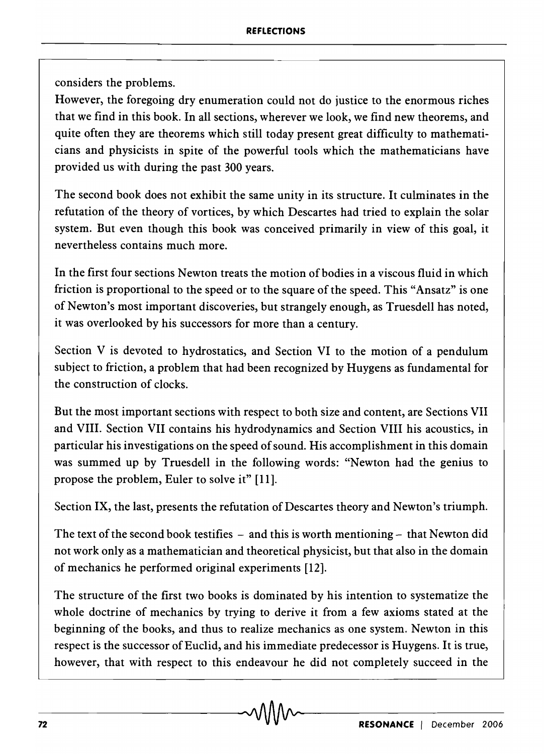considers the problems.

However, the foregoing dry enumeration could not do justice to the enormous riches that we find in this book. In all sections, wherever we look, we find new theorems, and quite often they are theorems which still today present great difficulty to mathematicians and physicists in spite of the powerful tools which the mathematicians have provided us with during the past 300 years.

The second book does not exhibit the same unity in its structure. It culminates in the refutation of the theory of vortices, by which Descartes had tried to explain the solar system. But even though this book was conceived primarily in view of this goal, it nevertheless contains much more.

In the first four sections Newton treats the motion of bodies in a viscous fluid in which friction is proportional to the speed or to the square of the speed. This "Ansatz" is one of Newton's most important discoveries, but strangely enough, as Truesdell has noted, it was overlooked by his successors for more than a century.

Section V is devoted to hydrostatics, and Section VI to the motion of a pendulum subject to friction, a problem that had been recognized by Huygens as fundamental for the construction of clocks.

But the most important sections with respect to both size and content, are Sections VII and VIII. Section VII contains his hydrodynamics and Section VIII his acoustics, in particular his investigations on the speed of sound. His accomplishment in this domain was summed up by Truesdell in the following words: "Newton had the genius to propose the problem, Euler to solve it" [11].

Section IX, the last, presents the refutation of Descartes theory and Newton's triumph.

The text of the second book testifies – and this is worth mentioning – that Newton did not work only as a mathematician and theoretical physicist, but that also in the domain of mechanics he performed original experiments [12].

The structure of the first two books is dominated by his intention to systematize the whole doctrine of mechanics by trying to derive it from a few axioms stated at the beginning of the books, and thus to realize mechanics as one system. Newton in this respect is the successor of Euclid, and his immediate predecessor is Huygens. It is true, however, that with respect to this endeavour he did not completely succeed in the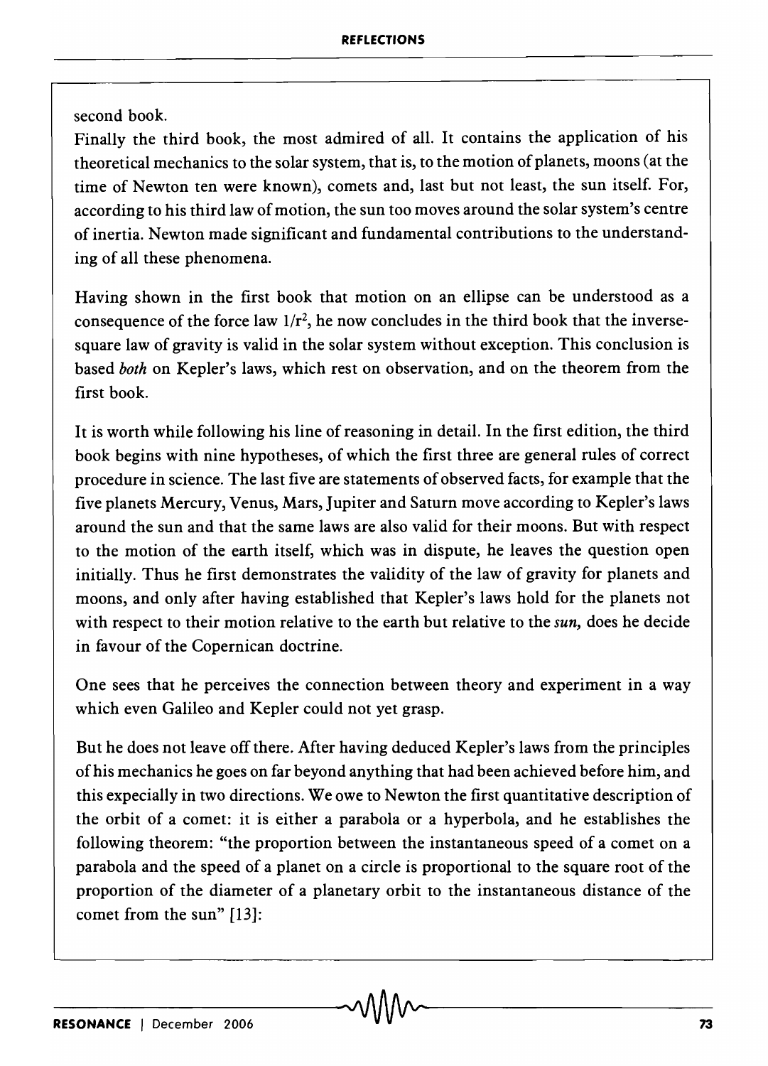second book.

Finally the third book, the most admired of all. It contains the application of his theoretical mechanics to the solar system, that is, to the motion of planets, moons (at the time of Newton ten were known), comets and, last but not least, the sun itself. For, according to his third law of motion, the sun too moves around the solar system's centre of inertia. Newton made significant and fundamental contributions to the understanding of all these phenomena.

Having shown in the first book that motion on an ellipse can be understood as a consequence of the force law $1/r^2$, he now concludes in the third book that the inverse-square law of gravity is valid in the solar system without exception. This conclusion is based *both* on Kepler's laws, which rest on observation, and on the theorem from the first book.

It is worth while following his line of reasoning in detail. In the first edition, the third book begins with nine hypotheses, of which the first three are general rules of correct procedure in science. The last five are statements of observed facts, for example that the five planets Mercury, Venus, Mars, Jupiter and Saturn move according to Kepler's laws around the sun and that the same laws are also valid for their moons. But with respect to the motion of the earth itself, which was in dispute, he leaves the question open initially. Thus he first demonstrates the validity of the law of gravity for planets and moons, and only after having established that Kepler's laws hold for the planets not with respect to their motion relative to the earth but relative to the *sun*, does he decide in favour of the Copernican doctrine.

One sees that he perceives the connection between theory and experiment in a way which even Galileo and Kepler could not yet grasp.

But he does not leave off there. After having deduced Kepler's laws from the principles of his mechanics he goes on far beyond anything that had been achieved before him, and this expecially in two directions. We owe to Newton the first quantitative description of the orbit of a comet: it is either a parabola or a hyperbola, and he establishes the following theorem: "the proportion between the instantaneous speed of a comet on a parabola and the speed of a planet on a circle is proportional to the square root of the proportion of the diameter of a planetary orbit to the instantaneous distance of the comet from the sun" [13]: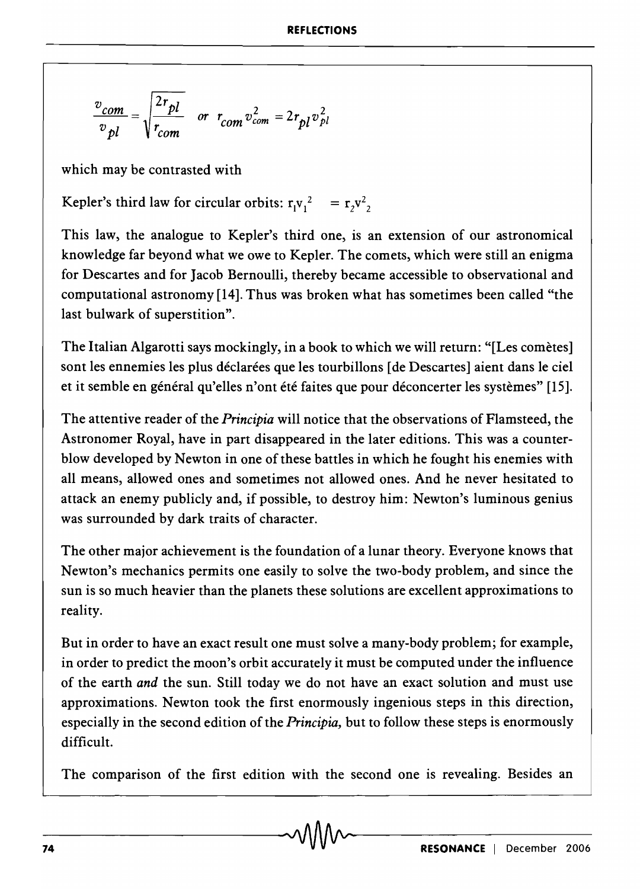$$\frac{v_{com}}{v_{pl}} = \sqrt{\frac{2r_{pl}}{r_{com}}} \quad or \quad r_{com}\,v_{com}^2 = 2r_{pl}\,v_{pl}^2$$

which may be contrasted with

Kepler's third law for circular orbits: $r_1 v_1^2 = r_2 v_2^2$

This law, the analogue to Kepler's third one, is an extension of our astronomical knowledge far beyond what we owe to Kepler. The comets, which were still an enigma for Descartes and for Jacob Bernoulli, thereby became accessible to observational and computational astronomy [14]. Thus was broken what has sometimes been called "the last bulwark of superstition".

The Italian Algarotti says mockingly, in a book to which we will return: "[Les comètes] sont les ennemies les plus déclarées que les tourbillons [de Descartes] aient dans le ciel et it semble en général qu'elles n'ont été faites que pour déconcerter les systèmes" [15].

The attentive reader of the *Principia* will notice that the observations of Flamsteed, the Astronomer Royal, have in part disappeared in the later editions. This was a counter-blow developed by Newton in one of these battles in which he fought his enemies with all means, allowed ones and sometimes not allowed ones. And he never hesitated to attack an enemy publicly and, if possible, to destroy him: Newton's luminous genius was surrounded by dark traits of character.

The other major achievement is the foundation of a lunar theory. Everyone knows that Newton's mechanics permits one easily to solve the two-body problem, and since the sun is so much heavier than the planets these solutions are excellent approximations to reality.

But in order to have an exact result one must solve a many-body problem; for example, in order to predict the moon's orbit accurately it must be computed under the influence of the earth *and* the sun. Still today we do not have an exact solution and must use approximations. Newton took the first enormously ingenious steps in this direction, especially in the second edition of the *Principia*, but to follow these steps is enormously difficult.

The comparison of the first edition with the second one is revealing. Besides an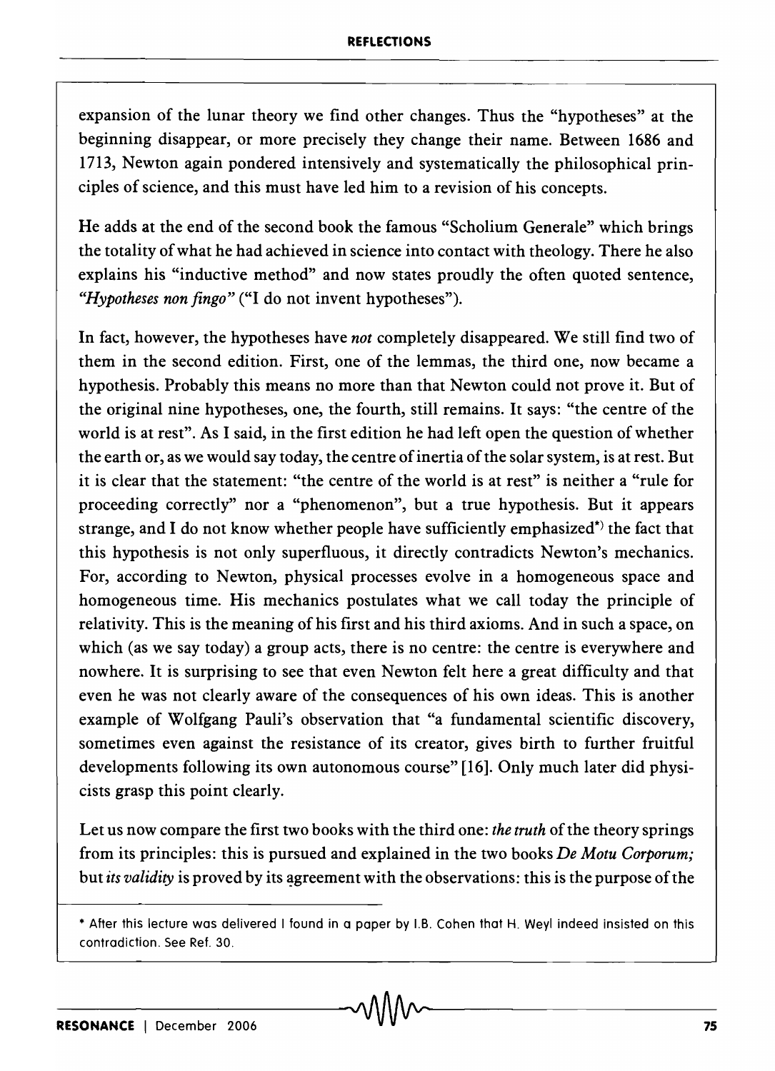expansion of the lunar theory we find other changes. Thus the "hypotheses" at the beginning disappear, or more precisely they change their name. Between 1686 and 1713, Newton again pondered intensively and systematically the philosophical principles of science, and this must have led him to a revision of his concepts.

He adds at the end of the second book the famous "Scholium Generale" which brings the totality of what he had achieved in science into contact with theology. There he also explains his "inductive method" and now states proudly the often quoted sentence, *"Hypotheses non fingo"* ("I do not invent hypotheses").

In fact, however, the hypotheses have *not* completely disappeared. We still find two of them in the second edition. First, one of the lemmas, the third one, now became a hypothesis. Probably this means no more than that Newton could not prove it. But of the original nine hypotheses, one, the fourth, still remains. It says: "the centre of the world is at rest". As I said, in the first edition he had left open the question of whether the earth or, as we would say today, the centre of inertia of the solar system, is at rest. But it is clear that the statement: "the centre of the world is at rest" is neither a "rule for proceeding correctly" nor a "phenomenon", but a true hypothesis. But it appears strange, and I do not know whether people have sufficiently emphasized* the fact that this hypothesis is not only superfluous, it directly contradicts Newton's mechanics. For, according to Newton, physical processes evolve in a homogeneous space and homogeneous time. His mechanics postulates what we call today the principle of relativity. This is the meaning of his first and his third axioms. And in such a space, on which (as we say today) a group acts, there is no centre: the centre is everywhere and nowhere. It is surprising to see that even Newton felt here a great difficulty and that even he was not clearly aware of the consequences of his own ideas. This is another example of Wolfgang Pauli's observation that "a fundamental scientific discovery, sometimes even against the resistance of its creator, gives birth to further fruitful developments following its own autonomous course" [16]. Only much later did physicists grasp this point clearly.

Let us now compare the first two books with the third one: *the truth* of the theory springs from its principles: this is pursued and explained in the two books *De Motu Corporum;* but *its validity* is proved by its agreement with the observations: this is the purpose of the

* After this lecture was delivered I found in a paper by I.B. Cohen that H. Weyl indeed insisted on this contradiction. See Ref. 30.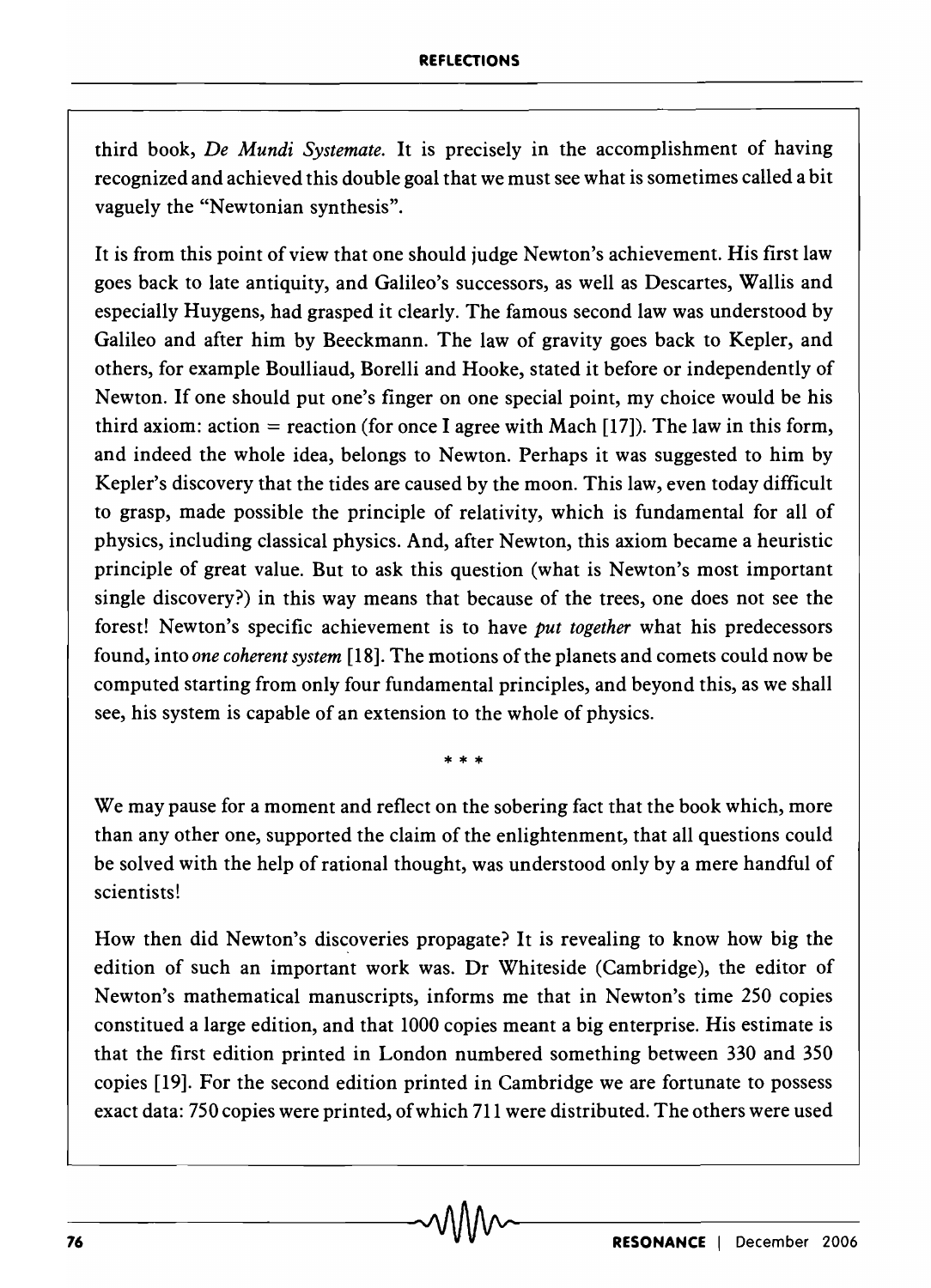third book, *De Mundi Systemate.* It is precisely in the accomplishment of having recognized and achieved this double goal that we must see what is sometimes called a bit vaguely the "Newtonian synthesis".

It is from this point of view that one should judge Newton's achievement. His first law goes back to late antiquity, and Galileo's successors, as well as Descartes, Wallis and especially Huygens, had grasped it clearly. The famous second law was understood by Galileo and after him by Beeckmann. The law of gravity goes back to Kepler, and others, for example Boulliaud, Borelli and Hooke, stated it before or independently of Newton. If one should put one's finger on one special point, my choice would be his third axiom: action = reaction (for once I agree with Mach [17]). The law in this form, and indeed the whole idea, belongs to Newton. Perhaps it was suggested to him by Kepler's discovery that the tides are caused by the moon. This law, even today difficult to grasp, made possible the principle of relativity, which is fundamental for all of physics, including classical physics. And, after Newton, this axiom became a heuristic principle of great value. But to ask this question (what is Newton's most important single discovery?) in this way means that because of the trees, one does not see the forest! Newton's specific achievement is to have *put together* what his predecessors found, into *one coherent system* [18]. The motions of the planets and comets could now be computed starting from only four fundamental principles, and beyond this, as we shall see, his system is capable of an extension to the whole of physics.

\* \* \*

We may pause for a moment and reflect on the sobering fact that the book which, more than any other one, supported the claim of the enlightenment, that all questions could be solved with the help of rational thought, was understood only by a mere handful of scientists!

How then did Newton's discoveries propagate? It is revealing to know how big the edition of such an important work was. Dr Whiteside (Cambridge), the editor of Newton's mathematical manuscripts, informs me that in Newton's time 250 copies constitued a large edition, and that 1000 copies meant a big enterprise. His estimate is that the first edition printed in London numbered something between 330 and 350 copies [19]. For the second edition printed in Cambridge we are fortunate to possess exact data: 750 copies were printed, of which 711 were distributed. The others were used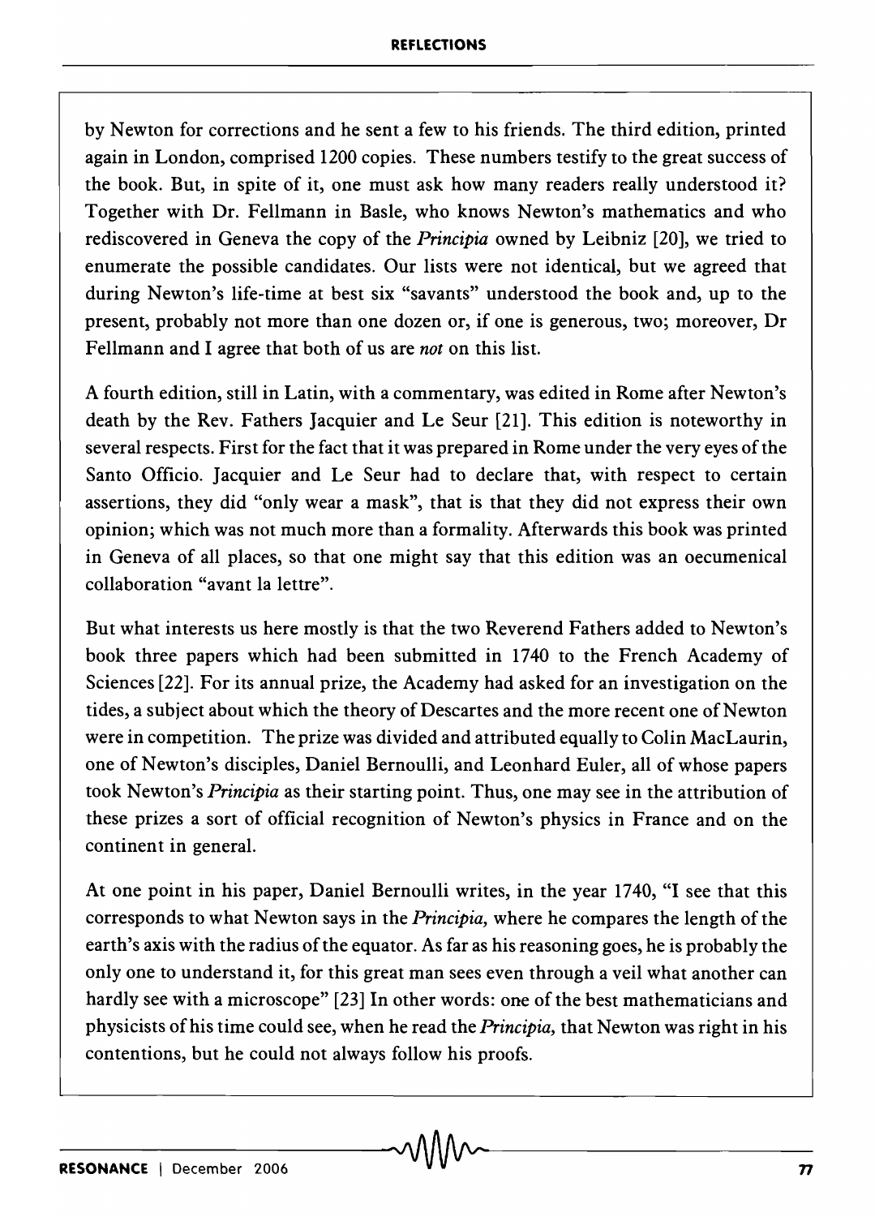by Newton for corrections and he sent a few to his friends. The third edition, printed again in London, comprised 1200 copies. These numbers testify to the great success of the book. But, in spite of it, one must ask how many readers really understood it? Together with Dr. Fellmann in Basle, who knows Newton's mathematics and who rediscovered in Geneva the copy of the *Principia* owned by Leibniz [20], we tried to enumerate the possible candidates. Our lists were not identical, but we agreed that during Newton's life-time at best six "savants" understood the book and, up to the present, probably not more than one dozen or, if one is generous, two; moreover, Dr Fellmann and I agree that both of us are *not* on this list.

A fourth edition, still in Latin, with a commentary, was edited in Rome after Newton's death by the Rev. Fathers Jacquier and Le Seur [21]. This edition is noteworthy in several respects. First for the fact that it was prepared in Rome under the very eyes of the Santo Officio. Jacquier and Le Seur had to declare that, with respect to certain assertions, they did "only wear a mask", that is that they did not express their own opinion; which was not much more than a formality. Afterwards this book was printed in Geneva of all places, so that one might say that this edition was an oecumenical collaboration "avant la lettre".

But what interests us here mostly is that the two Reverend Fathers added to Newton's book three papers which had been submitted in 1740 to the French Academy of Sciences [22]. For its annual prize, the Academy had asked for an investigation on the tides, a subject about which the theory of Descartes and the more recent one of Newton were in competition. The prize was divided and attributed equally to Colin MacLaurin, one of Newton's disciples, Daniel Bernoulli, and Leonhard Euler, all of whose papers took Newton's *Principia* as their starting point. Thus, one may see in the attribution of these prizes a sort of official recognition of Newton's physics in France and on the continent in general.

At one point in his paper, Daniel Bernoulli writes, in the year 1740, "I see that this corresponds to what Newton says in the *Principia,* where he compares the length of the earth's axis with the radius of the equator. As far as his reasoning goes, he is probably the only one to understand it, for this great man sees even through a veil what another can hardly see with a microscope" [23] In other words: one of the best mathematicians and physicists of his time could see, when he read the *Principia,* that Newton was right in his contentions, but he could not always follow his proofs.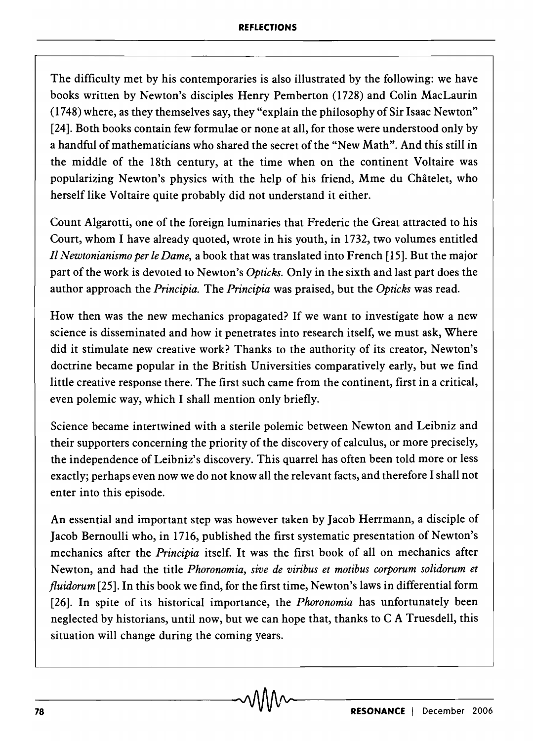The difficulty met by his contemporaries is also illustrated by the following: we have books written by Newton's disciples Henry Pemberton (1728) and Colin MacLaurin (1748) where, as they themselves say, they "explain the philosophy of Sir Isaac Newton" [24]. Both books contain few formulae or none at all, for those were understood only by a handful of mathematicians who shared the secret of the "New Math". And this still in the middle of the 18th century, at the time when on the continent Voltaire was popularizing Newton's physics with the help of his friend, Mme du Châtelet, who herself like Voltaire quite probably did not understand it either.

Count Algarotti, one of the foreign luminaries that Frederic the Great attracted to his Court, whom I have already quoted, wrote in his youth, in 1732, two volumes entitled *Il Newtonianismo per le Dame*, a book that was translated into French [15]. But the major part of the work is devoted to Newton's *Opticks*. Only in the sixth and last part does the author approach the *Principia*. The *Principia* was praised, but the *Opticks* was read.

How then was the new mechanics propagated? If we want to investigate how a new science is disseminated and how it penetrates into research itself, we must ask, Where did it stimulate new creative work? Thanks to the authority of its creator, Newton's doctrine became popular in the British Universities comparatively early, but we find little creative response there. The first such came from the continent, first in a critical, even polemic way, which I shall mention only briefly.

Science became intertwined with a sterile polemic between Newton and Leibniz and their supporters concerning the priority of the discovery of calculus, or more precisely, the independence of Leibniz's discovery. This quarrel has often been told more or less exactly; perhaps even now we do not know all the relevant facts, and therefore I shall not enter into this episode.

An essential and important step was however taken by Jacob Herrmann, a disciple of Jacob Bernoulli who, in 1716, published the first systematic presentation of Newton's mechanics after the *Principia* itself. It was the first book of all on mechanics after Newton, and had the title *Phoronomia, sive de viribus et motibus corporum solidorum et fluidorum* [25]. In this book we find, for the first time, Newton's laws in differential form [26]. In spite of its historical importance, the *Phoronomia* has unfortunately been neglected by historians, until now, but we can hope that, thanks to C A Truesdell, this situation will change during the coming years.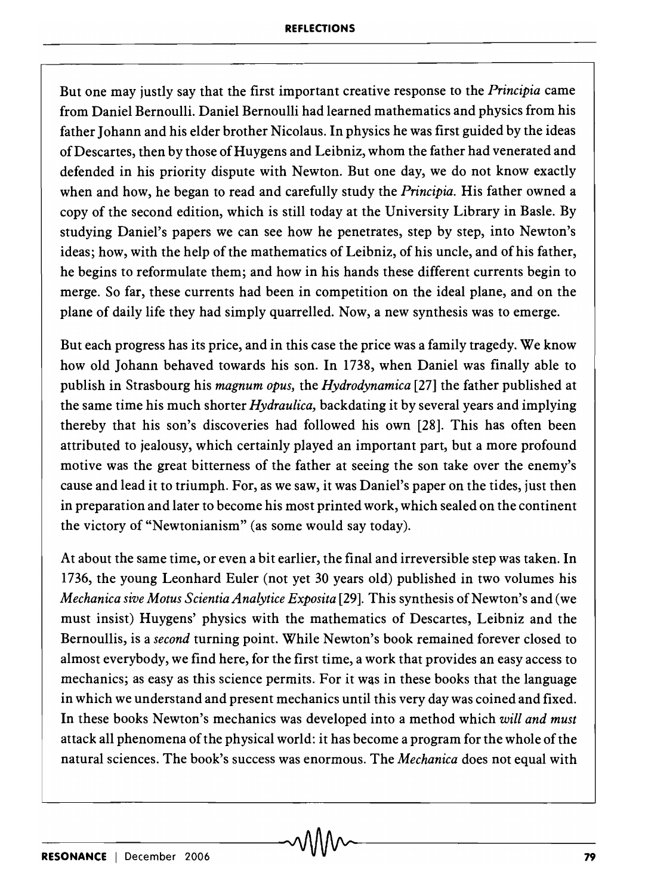But one may justly say that the first important creative response to the *Principia* came from Daniel Bernoulli. Daniel Bernoulli had learned mathematics and physics from his father Johann and his elder brother Nicolaus. In physics he was first guided by the ideas of Descartes, then by those of Huygens and Leibniz, whom the father had venerated and defended in his priority dispute with Newton. But one day, we do not know exactly when and how, he began to read and carefully study the *Principia*. His father owned a copy of the second edition, which is still today at the University Library in Basle. By studying Daniel's papers we can see how he penetrates, step by step, into Newton's ideas; how, with the help of the mathematics of Leibniz, of his uncle, and of his father, he begins to reformulate them; and how in his hands these different currents begin to merge. So far, these currents had been in competition on the ideal plane, and on the plane of daily life they had simply quarrelled. Now, a new synthesis was to emerge.

But each progress has its price, and in this case the price was a family tragedy. We know how old Johann behaved towards his son. In 1738, when Daniel was finally able to publish in Strasbourg his *magnum opus*, the *Hydrodynamica* [27] the father published at the same time his much shorter *Hydraulica*, backdating it by several years and implying thereby that his son's discoveries had followed his own [28]. This has often been attributed to jealousy, which certainly played an important part, but a more profound motive was the great bitterness of the father at seeing the son take over the enemy's cause and lead it to triumph. For, as we saw, it was Daniel's paper on the tides, just then in preparation and later to become his most printed work, which sealed on the continent the victory of "Newtonianism" (as some would say today).

At about the same time, or even a bit earlier, the final and irreversible step was taken. In 1736, the young Leonhard Euler (not yet 30 years old) published in two volumes his *Mechanica sive Motus Scientia Analytice Exposita* [29]. This synthesis of Newton's and (we must insist) Huygens' physics with the mathematics of Descartes, Leibniz and the Bernoullis, is a *second* turning point. While Newton's book remained forever closed to almost everybody, we find here, for the first time, a work that provides an easy access to mechanics; as easy as this science permits. For it was in these books that the language in which we understand and present mechanics until this very day was coined and fixed. In these books Newton's mechanics was developed into a method which *will and must* attack all phenomena of the physical world: it has become a program for the whole of the natural sciences. The book's success was enormous. The *Mechanica* does not equal with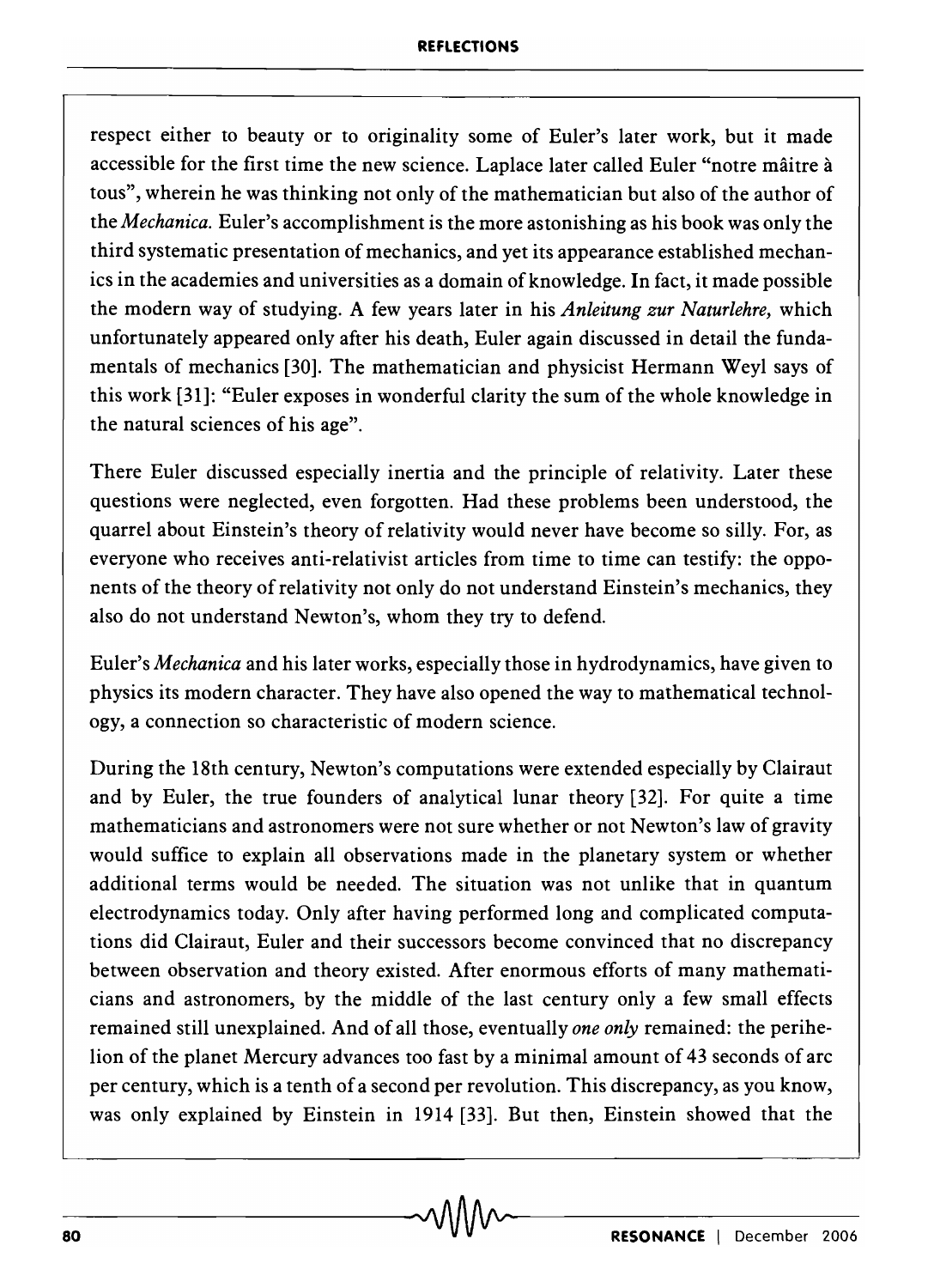respect either to beauty or to originality some of Euler's later work, but it made accessible for the first time the new science. Laplace later called Euler "notre maître à tous", wherein he was thinking not only of the mathematician but also of the author of the *Mechanica*. Euler's accomplishment is the more astonishing as his book was only the third systematic presentation of mechanics, and yet its appearance established mechanics in the academies and universities as a domain of knowledge. In fact, it made possible the modern way of studying. A few years later in his *Anleitung zur Naturlehre*, which unfortunately appeared only after his death, Euler again discussed in detail the fundamentals of mechanics [30]. The mathematician and physicist Hermann Weyl says of this work [31]: "Euler exposes in wonderful clarity the sum of the whole knowledge in the natural sciences of his age".

There Euler discussed especially inertia and the principle of relativity. Later these questions were neglected, even forgotten. Had these problems been understood, the quarrel about Einstein's theory of relativity would never have become so silly. For, as everyone who receives anti-relativist articles from time to time can testify: the opponents of the theory of relativity not only do not understand Einstein's mechanics, they also do not understand Newton's, whom they try to defend.

Euler's *Mechanica* and his later works, especially those in hydrodynamics, have given to physics its modern character. They have also opened the way to mathematical technology, a connection so characteristic of modern science.

During the 18th century, Newton's computations were extended especially by Clairaut and by Euler, the true founders of analytical lunar theory [32]. For quite a time mathematicians and astronomers were not sure whether or not Newton's law of gravity would suffice to explain all observations made in the planetary system or whether additional terms would be needed. The situation was not unlike that in quantum electrodynamics today. Only after having performed long and complicated computations did Clairaut, Euler and their successors become convinced that no discrepancy between observation and theory existed. After enormous efforts of many mathematicians and astronomers, by the middle of the last century only a few small effects remained still unexplained. And of all those, eventually *one only* remained: the perihelion of the planet Mercury advances too fast by a minimal amount of 43 seconds of arc per century, which is a tenth of a second per revolution. This discrepancy, as you know, was only explained by Einstein in 1914 [33]. But then, Einstein showed that the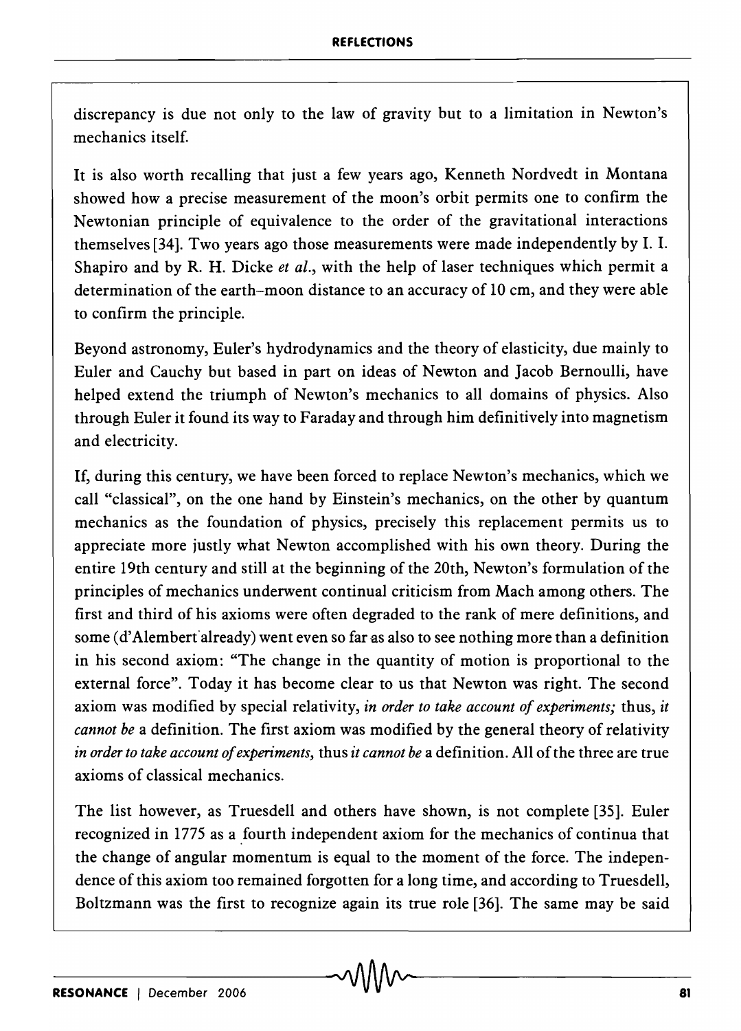discrepancy is due not only to the law of gravity but to a limitation in Newton's mechanics itself.

It is also worth recalling that just a few years ago, Kenneth Nordvedt in Montana showed how a precise measurement of the moon's orbit permits one to confirm the Newtonian principle of equivalence to the order of the gravitational interactions themselves [34]. Two years ago those measurements were made independently by I. I. Shapiro and by R. H. Dicke *et al.*, with the help of laser techniques which permit a determination of the earth–moon distance to an accuracy of 10 cm, and they were able to confirm the principle.

Beyond astronomy, Euler's hydrodynamics and the theory of elasticity, due mainly to Euler and Cauchy but based in part on ideas of Newton and Jacob Bernoulli, have helped extend the triumph of Newton's mechanics to all domains of physics. Also through Euler it found its way to Faraday and through him definitively into magnetism and electricity.

If, during this century, we have been forced to replace Newton's mechanics, which we call "classical", on the one hand by Einstein's mechanics, on the other by quantum mechanics as the foundation of physics, precisely this replacement permits us to appreciate more justly what Newton accomplished with his own theory. During the entire 19th century and still at the beginning of the 20th, Newton's formulation of the principles of mechanics underwent continual criticism from Mach among others. The first and third of his axioms were often degraded to the rank of mere definitions, and some (d'Alembert already) went even so far as also to see nothing more than a definition in his second axiom: "The change in the quantity of motion is proportional to the external force". Today it has become clear to us that Newton was right. The second axiom was modified by special relativity, *in order to take account of experiments;* thus, *it cannot be* a definition. The first axiom was modified by the general theory of relativity *in order to take account of experiments,* thus *it cannot be* a definition. All of the three are true axioms of classical mechanics.

The list however, as Truesdell and others have shown, is not complete [35]. Euler recognized in 1775 as a fourth independent axiom for the mechanics of continua that the change of angular momentum is equal to the moment of the force. The independence of this axiom too remained forgotten for a long time, and according to Truesdell, Boltzmann was the first to recognize again its true role [36]. The same may be said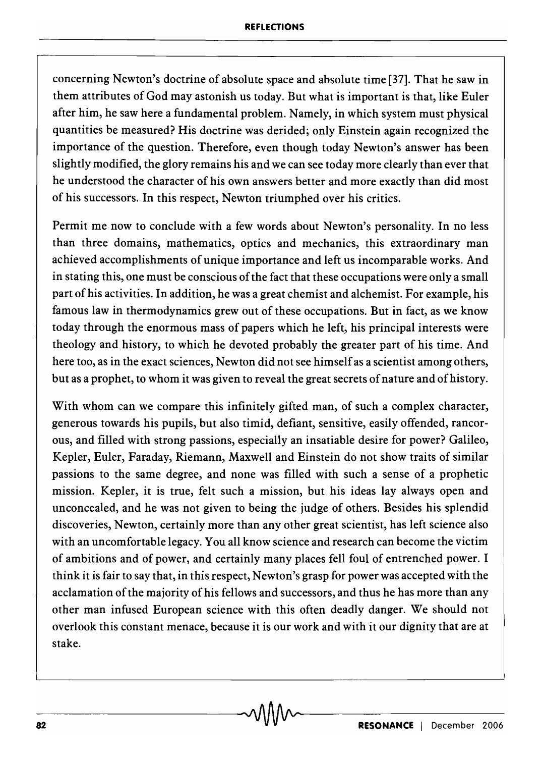concerning Newton's doctrine of absolute space and absolute time [37]. That he saw in them attributes of God may astonish us today. But what is important is that, like Euler after him, he saw here a fundamental problem. Namely, in which system must physical quantities be measured? His doctrine was derided; only Einstein again recognized the importance of the question. Therefore, even though today Newton's answer has been slightly modified, the glory remains his and we can see today more clearly than ever that he understood the character of his own answers better and more exactly than did most of his successors. In this respect, Newton triumphed over his critics.

Permit me now to conclude with a few words about Newton's personality. In no less than three domains, mathematics, optics and mechanics, this extraordinary man achieved accomplishments of unique importance and left us incomparable works. And in stating this, one must be conscious of the fact that these occupations were only a small part of his activities. In addition, he was a great chemist and alchemist. For example, his famous law in thermodynamics grew out of these occupations. But in fact, as we know today through the enormous mass of papers which he left, his principal interests were theology and history, to which he devoted probably the greater part of his time. And here too, as in the exact sciences, Newton did not see himself as a scientist among others, but as a prophet, to whom it was given to reveal the great secrets of nature and of history.

With whom can we compare this infinitely gifted man, of such a complex character, generous towards his pupils, but also timid, defiant, sensitive, easily offended, rancorous, and filled with strong passions, especially an insatiable desire for power? Galileo, Kepler, Euler, Faraday, Riemann, Maxwell and Einstein do not show traits of similar passions to the same degree, and none was filled with such a sense of a prophetic mission. Kepler, it is true, felt such a mission, but his ideas lay always open and unconcealed, and he was not given to being the judge of others. Besides his splendid discoveries, Newton, certainly more than any other great scientist, has left science also with an uncomfortable legacy. You all know science and research can become the victim of ambitions and of power, and certainly many places fell foul of entrenched power. I think it is fair to say that, in this respect, Newton's grasp for power was accepted with the acclamation of the majority of his fellows and successors, and thus he has more than any other man infused European science with this often deadly danger. We should not overlook this constant menace, because it is our work and with it our dignity that are at stake.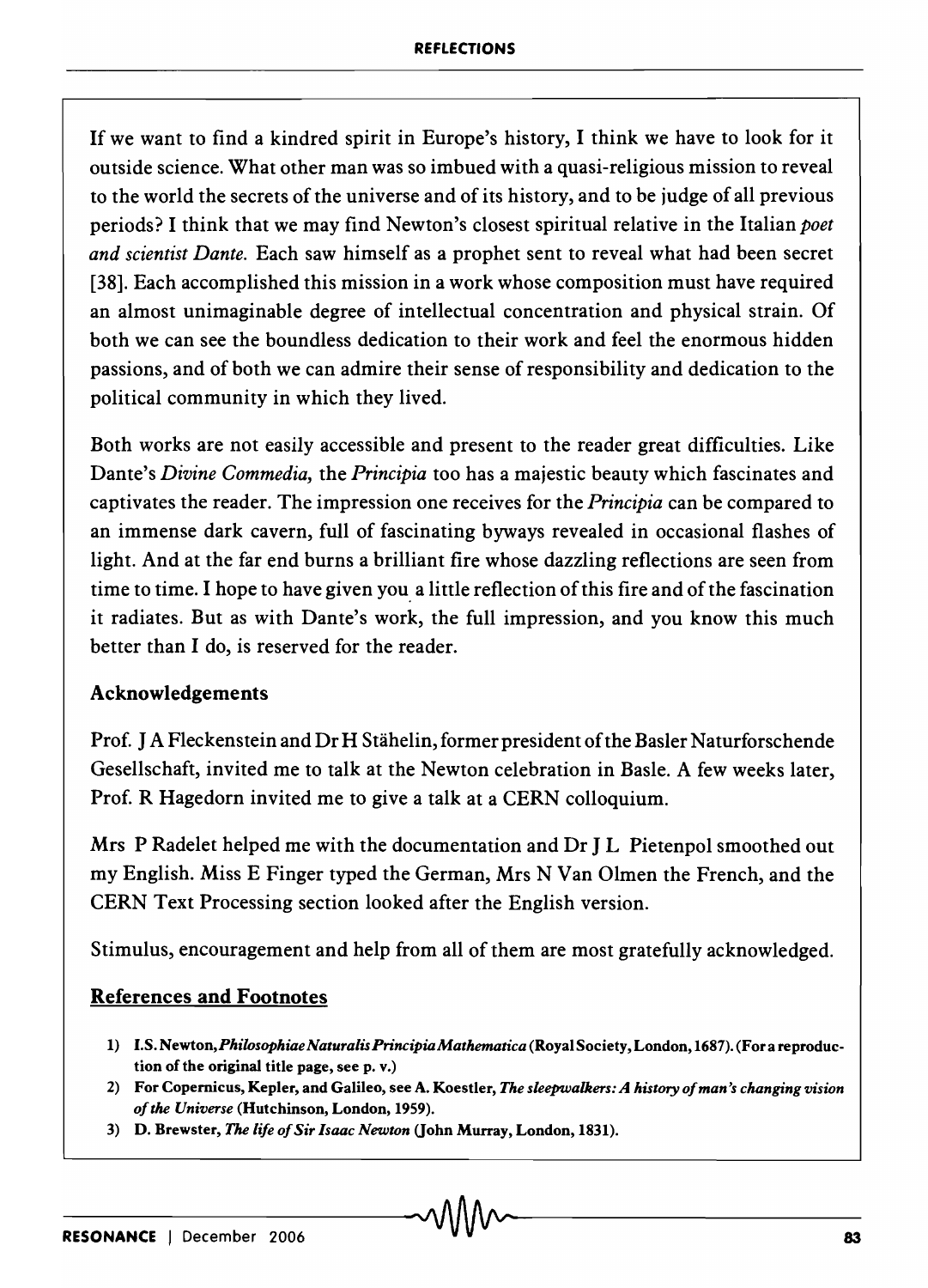If we want to find a kindred spirit in Europe's history, I think we have to look for it outside science. What other man was so imbued with a quasi-religious mission to reveal to the world the secrets of the universe and of its history, and to be judge of all previous periods? I think that we may find Newton's closest spiritual relative in the Italian *poet and scientist Dante.* Each saw himself as a prophet sent to reveal what had been secret [38]. Each accomplished this mission in a work whose composition must have required an almost unimaginable degree of intellectual concentration and physical strain. Of both we can see the boundless dedication to their work and feel the enormous hidden passions, and of both we can admire their sense of responsibility and dedication to the political community in which they lived.

Both works are not easily accessible and present to the reader great difficulties. Like Dante's *Divine Commedia*, the *Principia* too has a majestic beauty which fascinates and captivates the reader. The impression one receives for the *Principia* can be compared to an immense dark cavern, full of fascinating byways revealed in occasional flashes of light. And at the far end burns a brilliant fire whose dazzling reflections are seen from time to time. I hope to have given you a little reflection of this fire and of the fascination it radiates. But as with Dante's work, the full impression, and you know this much better than I do, is reserved for the reader.

### Acknowledgements

Prof. J A Fleckenstein and Dr H Stähelin, former president of the Basler Naturforschende Gesellschaft, invited me to talk at the Newton celebration in Basle. A few weeks later, Prof. R Hagedorn invited me to give a talk at a CERN colloquium.

Mrs P Radelet helped me with the documentation and Dr J L Pietenpol smoothed out my English. Miss E Finger typed the German, Mrs N Van Olmen the French, and the CERN Text Processing section looked after the English version.

Stimulus, encouragement and help from all of them are most gratefully acknowledged.

### References and Footnotes

1) I.S. Newton, *Philosophiae Naturalis Principia Mathematica* (Royal Society, London, 1687). (For a reproduction of the original title page, see p. v.)
2) For Copernicus, Kepler, and Galileo, see A. Koestler, *The sleepwalkers: A history of man's changing vision of the Universe* (Hutchinson, London, 1959).
3) D. Brewster, *The life of Sir Isaac Newton* (John Murray, London, 1831).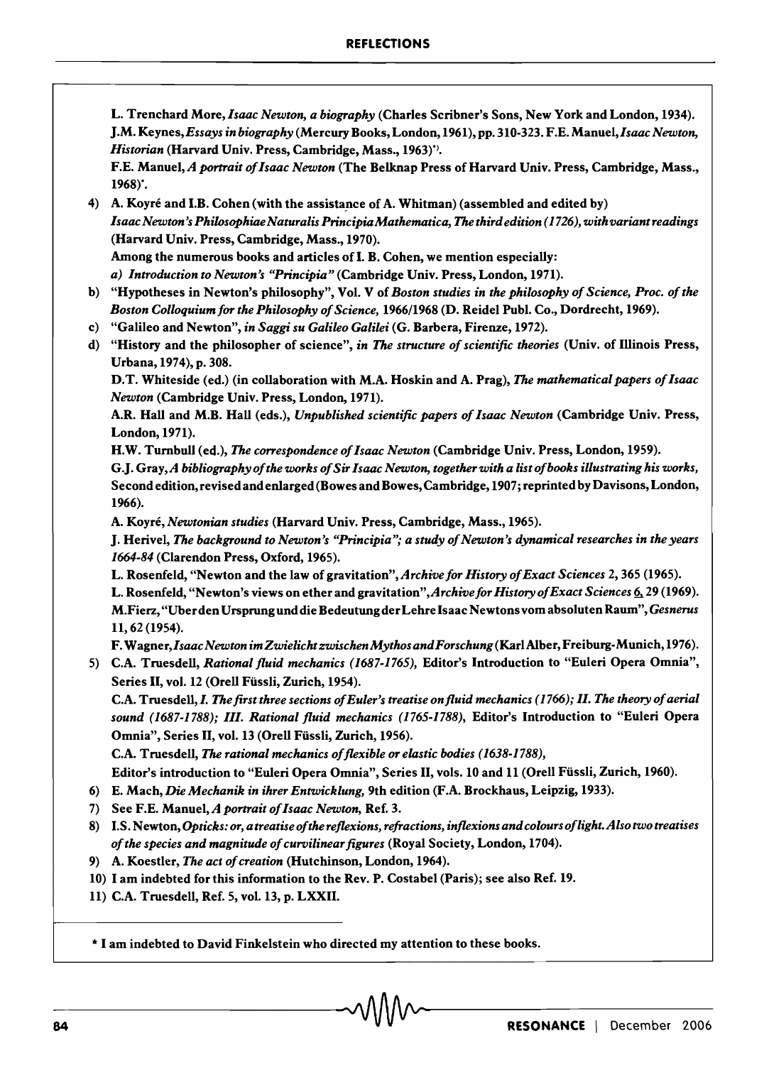L. Trenchard More, *Isaac Newton, a biography* (Charles Scribner's Sons, New York and London, 1934). J.M. Keynes, *Essays in biography* (Mercury Books, London, 1961), pp. 310-323. F.E. Manuel, *Isaac Newton, Historian* (Harvard Univ. Press, Cambridge, Mass., 1963)*.

F.E. Manuel, *A portrait of Isaac Newton* (The Belknap Press of Harvard Univ. Press, Cambridge, Mass., 1968)*.

4) A. Koyré and I.B. Cohen (with the assistance of A. Whitman) (assembled and edited by) *Isaac Newton's Philosophiae Naturalis Principia Mathematica, The third edition (1726), with variant readings* (Harvard Univ. Press, Cambridge, Mass., 1970).

   Among the numerous books and articles of I. B. Cohen, we mention especially:

   a) *Introduction to Newton's "Principia"* (Cambridge Univ. Press, London, 1971).

   b) "Hypotheses in Newton's philosophy", Vol. V of *Boston studies in the philosophy of Science, Proc. of the Boston Colloquium for the Philosophy of Science,* 1966/1968 (D. Reidel Publ. Co., Dordrecht, 1969).

   c) "Galileo and Newton", *in Saggi su Galileo Galilei* (G. Barbera, Firenze, 1972).

   d) "History and the philosopher of science", *in The structure of scientific theories* (Univ. of Illinois Press, Urbana, 1974), p. 308.

   D.T. Whiteside (ed.) (in collaboration with M.A. Hoskin and A. Prag), *The mathematical papers of Isaac Newton* (Cambridge Univ. Press, London, 1971).

   A.R. Hall and M.B. Hall (eds.), *Unpublished scientific papers of Isaac Newton* (Cambridge Univ. Press, London, 1971).

   H.W. Turnbull (ed.), *The correspondence of Isaac Newton* (Cambridge Univ. Press, London, 1959).

   G.J. Gray, *A bibliography of the works of Sir Isaac Newton, together with a list of books illustrating his works,* Second edition, revised and enlarged (Bowes and Bowes, Cambridge, 1907; reprinted by Davisons, London, 1966).

   A. Koyré, *Newtonian studies* (Harvard Univ. Press, Cambridge, Mass., 1965).

   J. Herivel, *The background to Newton's "Principia"; a study of Newton's dynamical researches in the years 1664-84* (Clarendon Press, Oxford, 1965).

   L. Rosenfeld, "Newton and the law of gravitation", *Archive for History of Exact Sciences* 2, 365 (1965).

   L. Rosenfeld, "Newton's views on ether and gravitation", *Archive for History of Exact Sciences* 6, 29 (1969).

   M. Fierz, "Uber den Ursprung und die Bedeutung der Lehre Isaac Newtons vom absoluten Raum", *Gesnerus* 11, 62 (1954).

   F. Wagner, *Isaac Newton im Zwielicht zwischen Mythos and Forschung* (Karl Alber, Freiburg-Munich, 1976).

5) C.A. Truesdell, *Rational fluid mechanics (1687-1765),* Editor's Introduction to "Euleri Opera Omnia", Series II, vol. 12 (Orell Füssli, Zurich, 1954).

   C.A. Truesdell, *I. The first three sections of Euler's treatise on fluid mechanics (1766); II. The theory of aerial sound (1687-1788); III. Rational fluid mechanics (1765-1788),* Editor's Introduction to "Euleri Opera Omnia", Series II, vol. 13 (Orell Füssli, Zurich, 1956).

   C.A. Truesdell, *The rational mechanics of flexible or elastic bodies (1638-1788),* Editor's introduction to "Euleri Opera Omnia", Series II, vols. 10 and 11 (Orell Füssli, Zurich, 1960).

6) E. Mach, *Die Mechanik in ihrer Entwicklung,* 9th edition (F.A. Brockhaus, Leipzig, 1933).

7) See F.E. Manuel, *A portrait of Isaac Newton,* Ref. 3.

8) I.S. Newton, *Opticks: or, a treatise of the reflexions, refractions, inflexions and colours of light. Also two treatises of the species and magnitude of curvilinear figures* (Royal Society, London, 1704).

9) A. Koestler, *The act of creation* (Hutchinson, London, 1964).

10) I am indebted for this information to the Rev. P. Costabel (Paris); see also Ref. 19.

11) C.A. Truesdell, Ref. 5, vol. 13, p. LXXII.

* I am indebted to David Finkelstein who directed my attention to these books.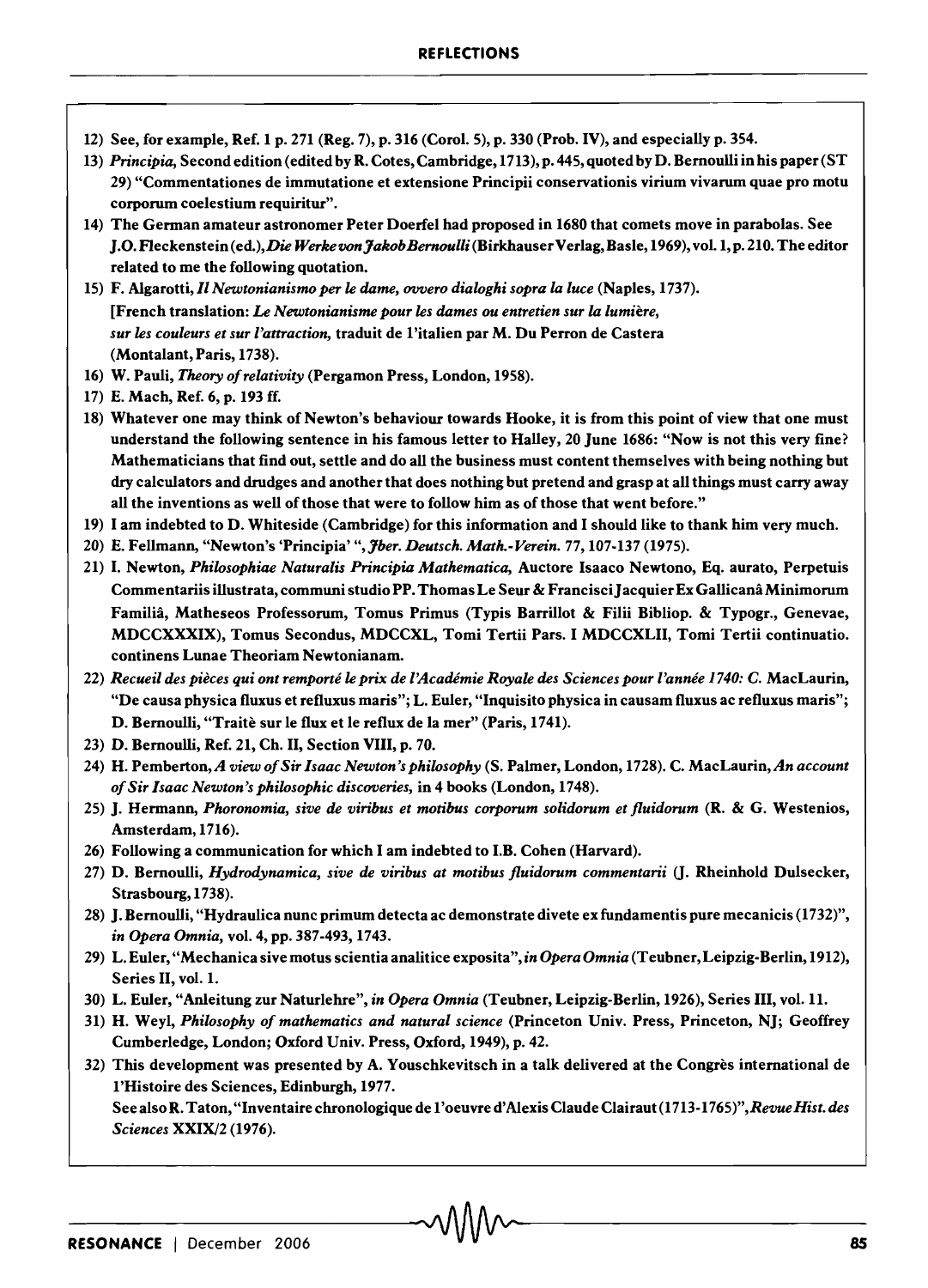12) See, for example, Ref. 1 p. 271 (Reg. 7), p. 316 (Corol. 5), p. 330 (Prob. IV), and especially p. 354.

13) *Principia*, Second edition (edited by R. Cotes, Cambridge, 1713), p. 445, quoted by D. Bernoulli in his paper (ST 29) "Commentationes de immutatione et extensione Principii conservationis virium vivarum quae pro motu corporum coelestium requiritur".

14) The German amateur astronomer Peter Doerfel had proposed in 1680 that comets move in parabolas. See J.O. Fleckenstein (ed.), *Die Werke von Jakob Bernoulli* (Birkhauser Verlag, Basle, 1969), vol. 1, p. 210. The editor related to me the following quotation.

15) F. Algarotti, *Il Newtonianismo per le dame, ovvero dialoghi sopra la luce* (Naples, 1737).
[French translation: *Le Newtonianisme pour les dames ou entretien sur la lumière, sur les couleurs et sur l'attraction*, traduit de l'italien par M. Du Perron de Castera (Montalant, Paris, 1738).

16) W. Pauli, *Theory of relativity* (Pergamon Press, London, 1958).

17) E. Mach, Ref. 6, p. 193 ff.

18) Whatever one may think of Newton's behaviour towards Hooke, it is from this point of view that one must understand the following sentence in his famous letter to Halley, 20 June 1686: "Now is not this very fine? Mathematicians that find out, settle and do all the business must content themselves with being nothing but dry calculators and drudges and another that does nothing but pretend and grasp at all things must carry away all the inventions as well of those that were to follow him as of those that went before."

19) I am indebted to D. Whiteside (Cambridge) for this information and I should like to thank him very much.

20) E. Fellmann, "Newton's 'Principia' ", *Jber. Deutsch. Math.-Verein.* 77, 107-137 (1975).

21) I. Newton, *Philosophiae Naturalis Principia Mathematica*, Auctore Isaaco Newtono, Eq. aurato, Perpetuis Commentariis illustrata, communi studio PP. Thomas Le Seur & Francisci Jacquier Ex Gallicanâ Minimorum Familiâ, Matheseos Professorum, Tomus Primus (Typis Barrillot & Filii Bibliop. & Typogr., Genevae, MDCCXXXIX), Tomus Secondus, MDCCXL, Tomi Tertii Pars. I MDCCXLII, Tomi Tertii continuatio. continens Lunae Theoriam Newtonianam.

22) *Recueil des pièces qui ont remporté le prix de l'Académie Royale des Sciences pour l'année 1740: C.* MacLaurin, "De causa physica fluxus et refluxus maris"; L. Euler, "Inquisito physica in causam fluxus ac refluxus maris"; D. Bernoulli, "Traitè sur le flux et le reflux de la mer" (Paris, 1741).

23) D. Bernoulli, Ref. 21, Ch. II, Section VIII, p. 70.

24) H. Pemberton, *A view of Sir Isaac Newton's philosophy* (S. Palmer, London, 1728). C. MacLaurin, *An account of Sir Isaac Newton's philosophic discoveries*, in 4 books (London, 1748).

25) J. Hermann, *Phoronomia, sive de viribus et motibus corporum solidorum et fluidorum* (R. & G. Westenios, Amsterdam, 1716).

26) Following a communication for which I am indebted to I.B. Cohen (Harvard).

27) D. Bernoulli, *Hydrodynamica, sive de viribus at motibus fluidorum commentarii* (J. Rheinhold Dulsecker, Strasbourg, 1738).

28) J. Bernoulli, "Hydraulica nunc primum detecta ac demonstrate divete ex fundamentis pure mecanicis (1732)", *in Opera Omnia*, vol. 4, pp. 387-493, 1743.

29) L. Euler, "Mechanica sive motus scientia analitice exposita", *in Opera Omnia* (Teubner, Leipzig-Berlin, 1912), Series II, vol. 1.

30) L. Euler, "Anleitung zur Naturlehre", *in Opera Omnia* (Teubner, Leipzig-Berlin, 1926), Series III, vol. 11.

31) H. Weyl, *Philosophy of mathematics and natural science* (Princeton Univ. Press, Princeton, NJ; Geoffrey Cumberledge, London; Oxford Univ. Press, Oxford, 1949), p. 42.

32) This development was presented by A. Youschkevitsch in a talk delivered at the Congrès international de l'Histoire des Sciences, Edinburgh, 1977.
See also R. Taton, "Inventaire chronologique de l'oeuvre d'Alexis Claude Clairaut (1713-1765)", *Revue Hist. des Sciences* XXIX/2 (1976).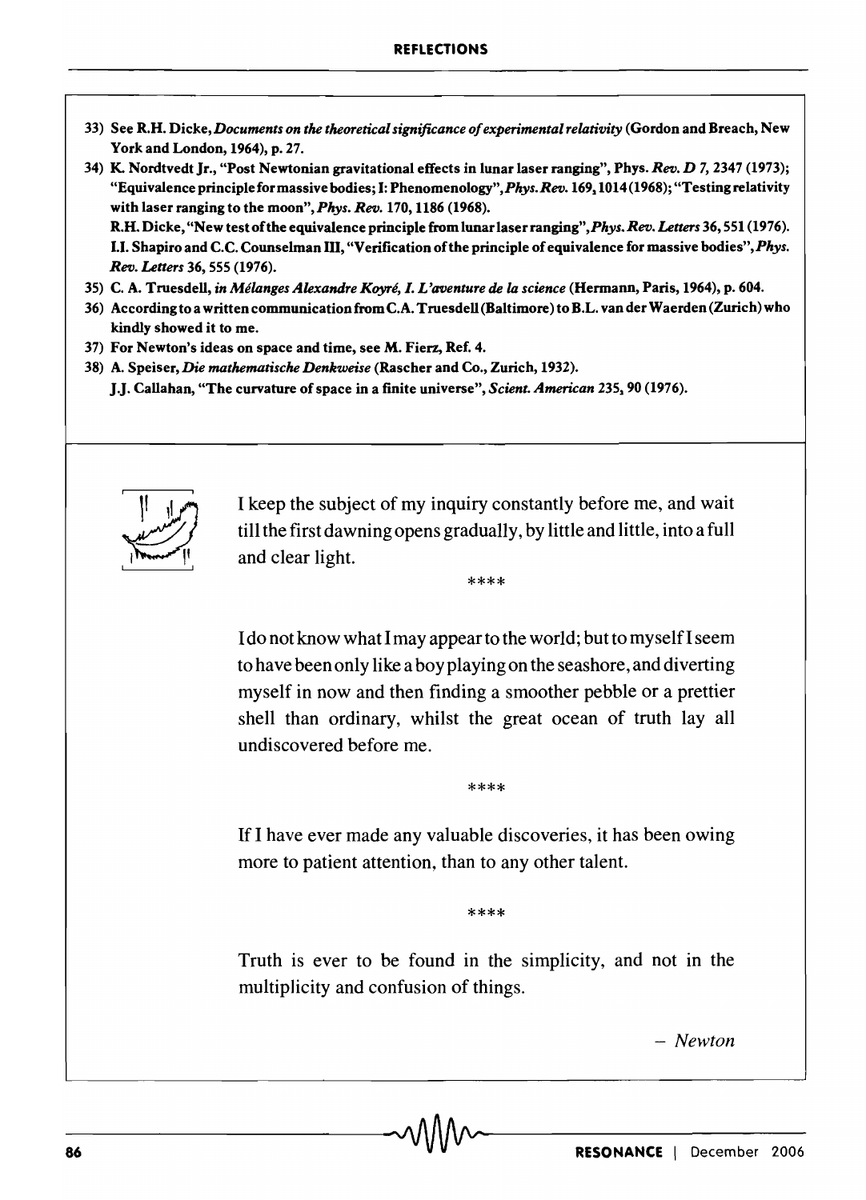33) See R.H. Dicke, *Documents on the theoretical significance of experimental relativity* (Gordon and Breach, New York and London, 1964), p. 27.

34) K. Nordtvedt Jr., "Post Newtonian gravitational effects in lunar laser ranging", Phys. *Rev. D* 7, 2347 (1973); "Equivalence principle for massive bodies; I: Phenomenology", *Phys. Rev.* 169, 1014 (1968); "Testing relativity with laser ranging to the moon", *Phys. Rev.* 170, 1186 (1968).
R.H. Dicke, "New test of the equivalence principle from lunar laser ranging", *Phys. Rev. Letters* 36, 551 (1976).
I.I. Shapiro and C.C. Counselman III, "Verification of the principle of equivalence for massive bodies", *Phys. Rev. Letters* 36, 555 (1976).

35) C. A. Truesdell, *in Mélanges Alexandre Koyré, I. L'aventure de la science* (Hermann, Paris, 1964), p. 604.

36) According to a written communication from C.A. Truesdell (Baltimore) to B.L. van der Waerden (Zurich) who kindly showed it to me.

37) For Newton's ideas on space and time, see M. Fierz, Ref. 4.

38) A. Speiser, *Die mathematische Denkweise* (Rascher and Co., Zurich, 1932).
J.J. Callahan, "The curvature of space in a finite universe", *Scient. American* 235, 90 (1976).

---

I keep the subject of my inquiry constantly before me, and wait till the first dawning opens gradually, by little and little, into a full and clear light.

****

I do not know what I may appear to the world; but to myself I seem to have been only like a boy playing on the seashore, and diverting myself in now and then finding a smoother pebble or a prettier shell than ordinary, whilst the great ocean of truth lay all undiscovered before me.

****

If I have ever made any valuable discoveries, it has been owing more to patient attention, than to any other talent.

****

Truth is ever to be found in the simplicity, and not in the multiplicity and confusion of things.

– *Newton*